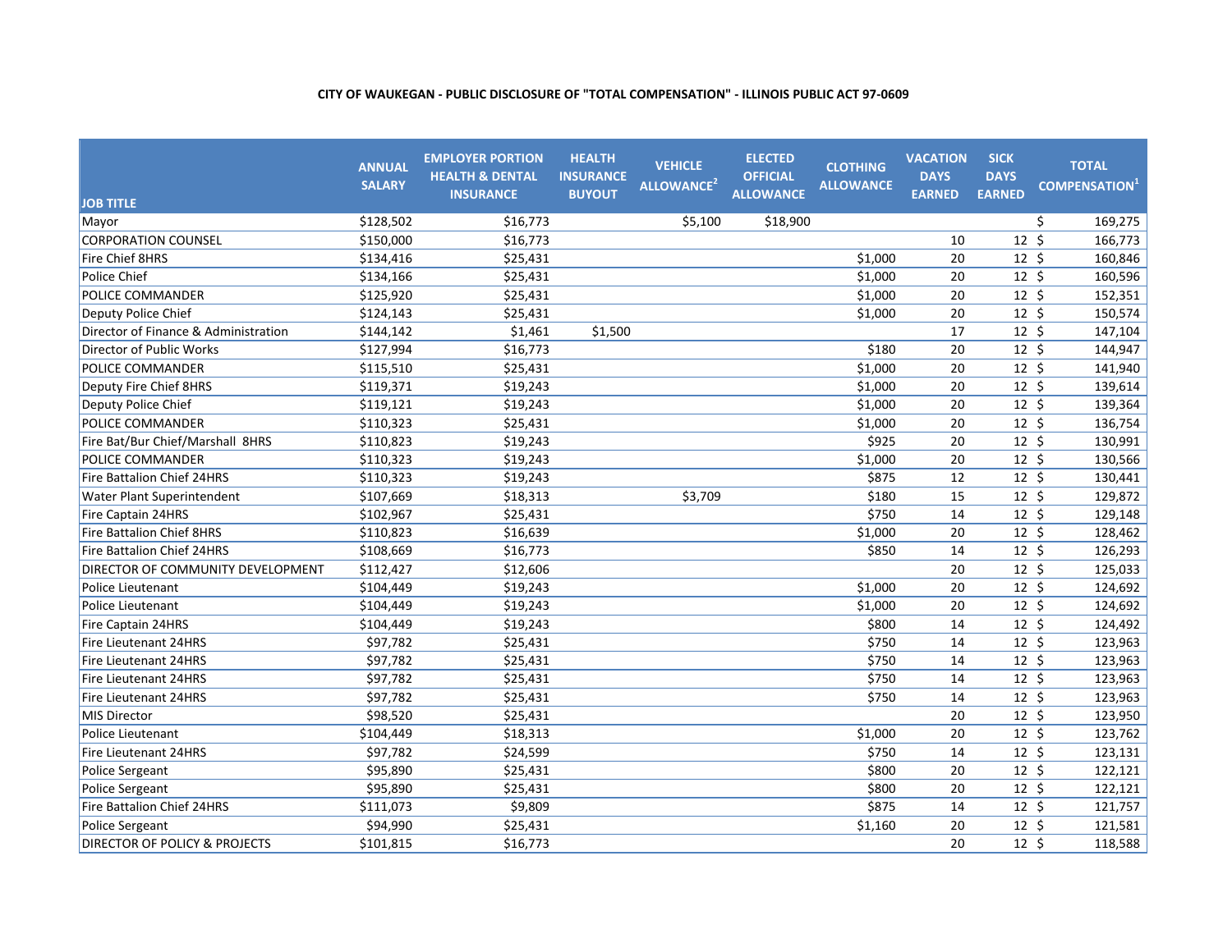**CITY OF WAUKEGAN - PUBLIC DISCLOSURE OF "TOTAL COMPENSATION" - ILLINOIS PUBLIC ACT 97-0609**

| JOB TITLE | ANNUAL SALARY | EMPLOYER PORTION HEALTH & DENTAL INSURANCE | HEALTH INSURANCE BUYOUT | VEHICLE ALLOWANCE[2] | ELECTED OFFICIAL ALLOWANCE | CLOTHING ALLOWANCE | VACATION DAYS EARNED | SICK DAYS EARNED | TOTAL COMPENSATION[1] |
|---|---|---|---|---|---|---|---|---|---|
| Mayor | $128,502 | $16,773 | | $5,100 | $18,900 | | | | $ 169,275 |
| CORPORATION COUNSEL | $150,000 | $16,773 | | | | | 10 | 12 | $ 166,773 |
| Fire Chief 8HRS | $134,416 | $25,431 | | | | $1,000 | 20 | 12 | $ 160,846 |
| Police Chief | $134,166 | $25,431 | | | | $1,000 | 20 | 12 | $ 160,596 |
| POLICE COMMANDER | $125,920 | $25,431 | | | | $1,000 | 20 | 12 | $ 152,351 |
| Deputy Police Chief | $124,143 | $25,431 | | | | $1,000 | 20 | 12 | $ 150,574 |
| Director of Finance & Administration | $144,142 | $1,461 | $1,500 | | | | 17 | 12 | $ 147,104 |
| Director of Public Works | $127,994 | $16,773 | | | | $180 | 20 | 12 | $ 144,947 |
| POLICE COMMANDER | $115,510 | $25,431 | | | | $1,000 | 20 | 12 | $ 141,940 |
| Deputy Fire Chief 8HRS | $119,371 | $19,243 | | | | $1,000 | 20 | 12 | $ 139,614 |
| Deputy Police Chief | $119,121 | $19,243 | | | | $1,000 | 20 | 12 | $ 139,364 |
| POLICE COMMANDER | $110,323 | $25,431 | | | | $1,000 | 20 | 12 | $ 136,754 |
| Fire Bat/Bur Chief/Marshall 8HRS | $110,823 | $19,243 | | | | $925 | 20 | 12 | $ 130,991 |
| POLICE COMMANDER | $110,323 | $19,243 | | | | $1,000 | 20 | 12 | $ 130,566 |
| Fire Battalion Chief 24HRS | $110,323 | $19,243 | | | | $875 | 12 | 12 | $ 130,441 |
| Water Plant Superintendent | $107,669 | $18,313 | | $3,709 | | $180 | 15 | 12 | $ 129,872 |
| Fire Captain 24HRS | $102,967 | $25,431 | | | | $750 | 14 | 12 | $ 129,148 |
| Fire Battalion Chief 8HRS | $110,823 | $16,639 | | | | $1,000 | 20 | 12 | $ 128,462 |
| Fire Battalion Chief 24HRS | $108,669 | $16,773 | | | | $850 | 14 | 12 | $ 126,293 |
| DIRECTOR OF COMMUNITY DEVELOPMENT | $112,427 | $12,606 | | | | | 20 | 12 | $ 125,033 |
| Police Lieutenant | $104,449 | $19,243 | | | | $1,000 | 20 | 12 | $ 124,692 |
| Police Lieutenant | $104,449 | $19,243 | | | | $1,000 | 20 | 12 | $ 124,692 |
| Fire Captain 24HRS | $104,449 | $19,243 | | | | $800 | 14 | 12 | $ 124,492 |
| Fire Lieutenant 24HRS | $97,782 | $25,431 | | | | $750 | 14 | 12 | $ 123,963 |
| Fire Lieutenant 24HRS | $97,782 | $25,431 | | | | $750 | 14 | 12 | $ 123,963 |
| Fire Lieutenant 24HRS | $97,782 | $25,431 | | | | $750 | 14 | 12 | $ 123,963 |
| Fire Lieutenant 24HRS | $97,782 | $25,431 | | | | $750 | 14 | 12 | $ 123,963 |
| MIS Director | $98,520 | $25,431 | | | | | 20 | 12 | $ 123,950 |
| Police Lieutenant | $104,449 | $18,313 | | | | $1,000 | 20 | 12 | $ 123,762 |
| Fire Lieutenant 24HRS | $97,782 | $24,599 | | | | $750 | 14 | 12 | $ 123,131 |
| Police Sergeant | $95,890 | $25,431 | | | | $800 | 20 | 12 | $ 122,121 |
| Police Sergeant | $95,890 | $25,431 | | | | $800 | 20 | 12 | $ 122,121 |
| Fire Battalion Chief 24HRS | $111,073 | $9,809 | | | | $875 | 14 | 12 | $ 121,757 |
| Police Sergeant | $94,990 | $25,431 | | | | $1,160 | 20 | 12 | $ 121,581 |
| DIRECTOR OF POLICY & PROJECTS | $101,815 | $16,773 | | | | | 20 | 12 | $ 118,588 |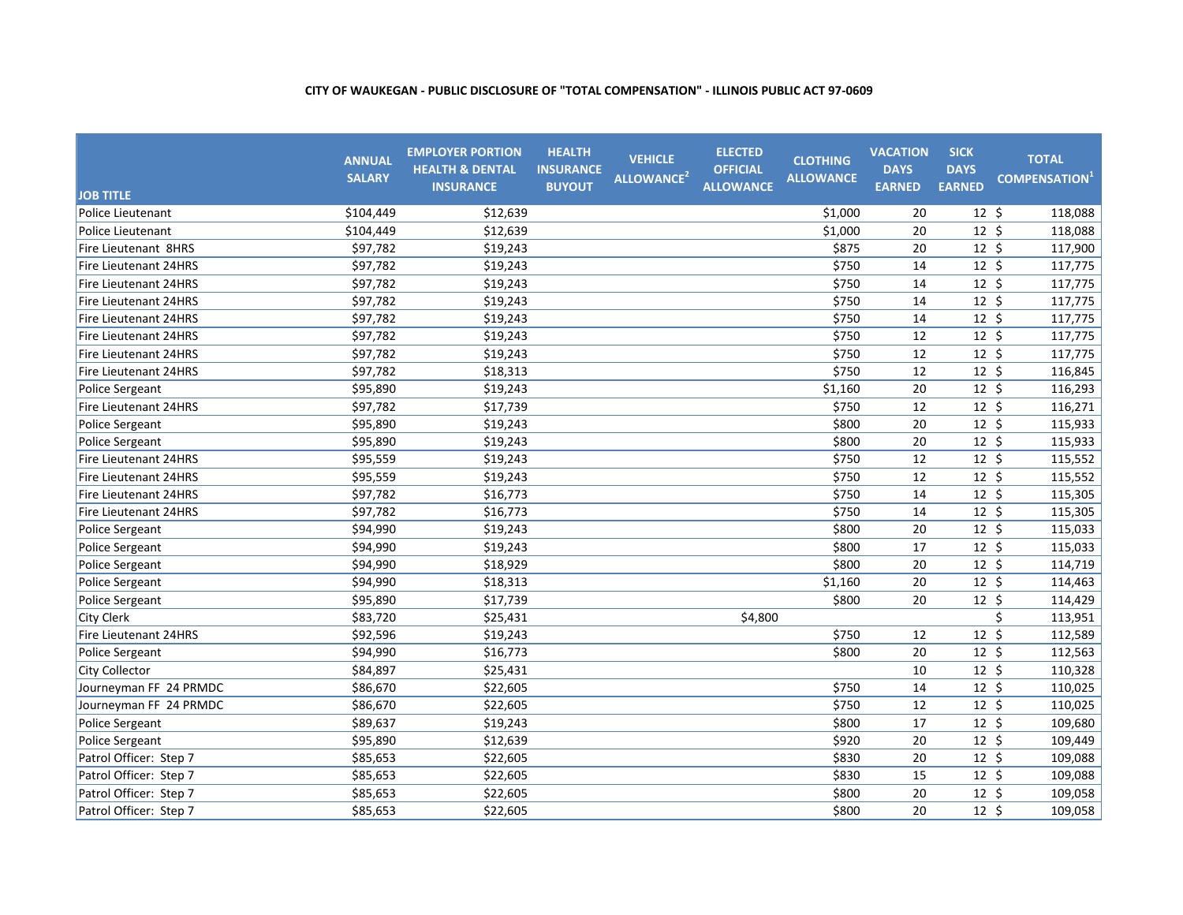**CITY OF WAUKEGAN - PUBLIC DISCLOSURE OF "TOTAL COMPENSATION" - ILLINOIS PUBLIC ACT 97-0609**

| JOB TITLE | ANNUAL SALARY | EMPLOYER PORTION HEALTH & DENTAL INSURANCE | HEALTH INSURANCE BUYOUT | VEHICLE ALLOWANCE[2] | ELECTED OFFICIAL ALLOWANCE | CLOTHING ALLOWANCE | VACATION DAYS EARNED | SICK DAYS EARNED | TOTAL COMPENSATION[1] |
|---|---|---|---|---|---|---|---|---|---|
| Police Lieutenant | $104,449 | $12,639 | | | | $1,000 | 20 | 12 | $ 118,088 |
| Police Lieutenant | $104,449 | $12,639 | | | | $1,000 | 20 | 12 | $ 118,088 |
| Fire Lieutenant 8HRS | $97,782 | $19,243 | | | | $875 | 20 | 12 | $ 117,900 |
| Fire Lieutenant 24HRS | $97,782 | $19,243 | | | | $750 | 14 | 12 | $ 117,775 |
| Fire Lieutenant 24HRS | $97,782 | $19,243 | | | | $750 | 14 | 12 | $ 117,775 |
| Fire Lieutenant 24HRS | $97,782 | $19,243 | | | | $750 | 14 | 12 | $ 117,775 |
| Fire Lieutenant 24HRS | $97,782 | $19,243 | | | | $750 | 14 | 12 | $ 117,775 |
| Fire Lieutenant 24HRS | $97,782 | $19,243 | | | | $750 | 12 | 12 | $ 117,775 |
| Fire Lieutenant 24HRS | $97,782 | $19,243 | | | | $750 | 12 | 12 | $ 117,775 |
| Fire Lieutenant 24HRS | $97,782 | $18,313 | | | | $750 | 12 | 12 | $ 116,845 |
| Police Sergeant | $95,890 | $19,243 | | | | $1,160 | 20 | 12 | $ 116,293 |
| Fire Lieutenant 24HRS | $97,782 | $17,739 | | | | $750 | 12 | 12 | $ 116,271 |
| Police Sergeant | $95,890 | $19,243 | | | | $800 | 20 | 12 | $ 115,933 |
| Police Sergeant | $95,890 | $19,243 | | | | $800 | 20 | 12 | $ 115,933 |
| Fire Lieutenant 24HRS | $95,559 | $19,243 | | | | $750 | 12 | 12 | $ 115,552 |
| Fire Lieutenant 24HRS | $95,559 | $19,243 | | | | $750 | 12 | 12 | $ 115,552 |
| Fire Lieutenant 24HRS | $97,782 | $16,773 | | | | $750 | 14 | 12 | $ 115,305 |
| Fire Lieutenant 24HRS | $97,782 | $16,773 | | | | $750 | 14 | 12 | $ 115,305 |
| Police Sergeant | $94,990 | $19,243 | | | | $800 | 20 | 12 | $ 115,033 |
| Police Sergeant | $94,990 | $19,243 | | | | $800 | 17 | 12 | $ 115,033 |
| Police Sergeant | $94,990 | $18,929 | | | | $800 | 20 | 12 | $ 114,719 |
| Police Sergeant | $94,990 | $18,313 | | | | $1,160 | 20 | 12 | $ 114,463 |
| Police Sergeant | $95,890 | $17,739 | | | | $800 | 20 | 12 | $ 114,429 |
| City Clerk | $83,720 | $25,431 | | | $4,800 | | | | $ 113,951 |
| Fire Lieutenant 24HRS | $92,596 | $19,243 | | | | $750 | 12 | 12 | $ 112,589 |
| Police Sergeant | $94,990 | $16,773 | | | | $800 | 20 | 12 | $ 112,563 |
| City Collector | $84,897 | $25,431 | | | | | 10 | 12 | $ 110,328 |
| Journeyman FF 24 PRMDC | $86,670 | $22,605 | | | | $750 | 14 | 12 | $ 110,025 |
| Journeyman FF 24 PRMDC | $86,670 | $22,605 | | | | $750 | 12 | 12 | $ 110,025 |
| Police Sergeant | $89,637 | $19,243 | | | | $800 | 17 | 12 | $ 109,680 |
| Police Sergeant | $95,890 | $12,639 | | | | $920 | 20 | 12 | $ 109,449 |
| Patrol Officer: Step 7 | $85,653 | $22,605 | | | | $830 | 20 | 12 | $ 109,088 |
| Patrol Officer: Step 7 | $85,653 | $22,605 | | | | $830 | 15 | 12 | $ 109,088 |
| Patrol Officer: Step 7 | $85,653 | $22,605 | | | | $800 | 20 | 12 | $ 109,058 |
| Patrol Officer: Step 7 | $85,653 | $22,605 | | | | $800 | 20 | 12 | $ 109,058 |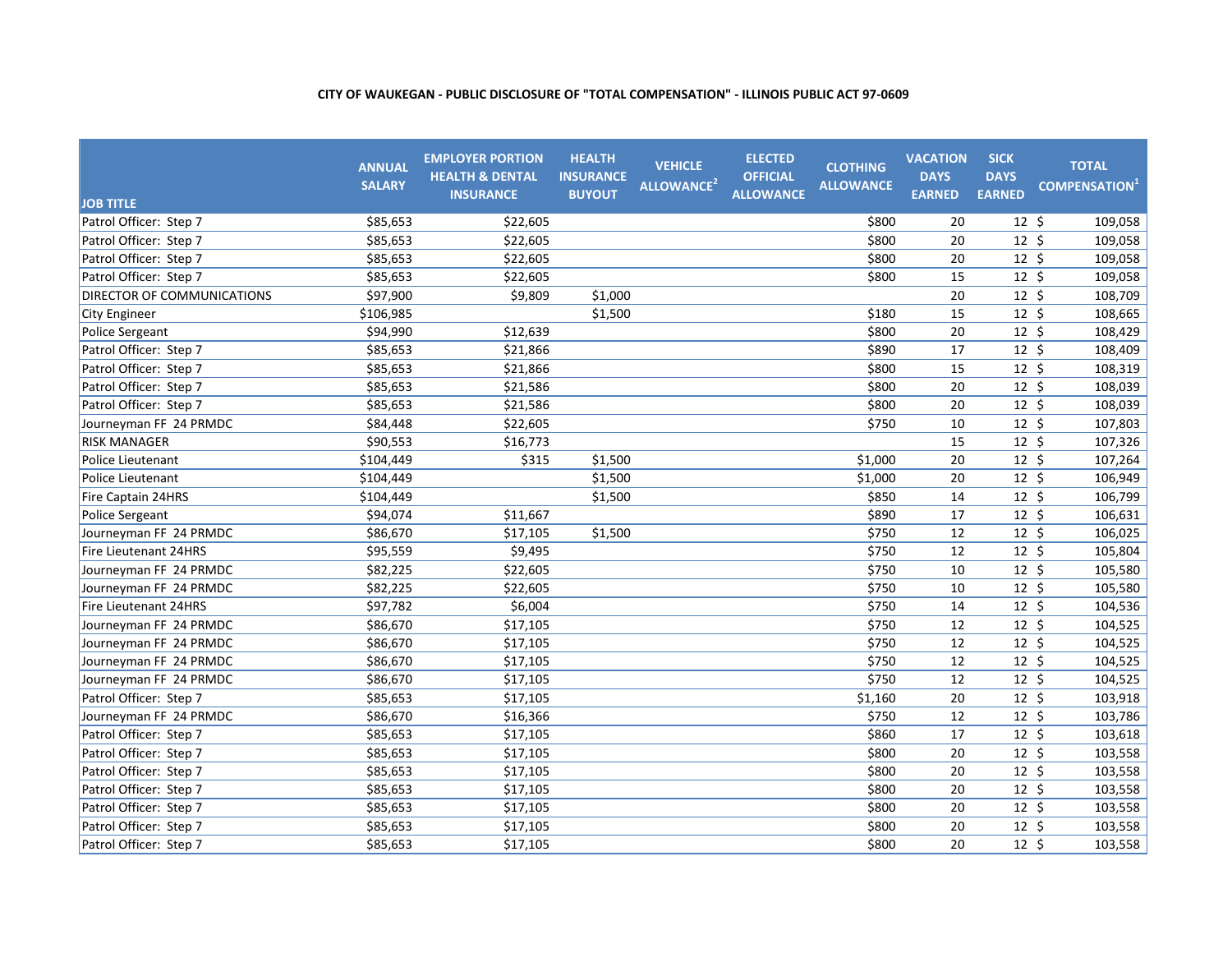**CITY OF WAUKEGAN - PUBLIC DISCLOSURE OF "TOTAL COMPENSATION" - ILLINOIS PUBLIC ACT 97-0609**

| JOB TITLE | ANNUAL SALARY | EMPLOYER PORTION HEALTH & DENTAL INSURANCE | HEALTH INSURANCE BUYOUT | VEHICLE ALLOWANCE[2] | ELECTED OFFICIAL ALLOWANCE | CLOTHING ALLOWANCE | VACATION DAYS EARNED | SICK DAYS EARNED | TOTAL COMPENSATION[1] |
|---|---|---|---|---|---|---|---|---|---|
| Patrol Officer: Step 7 | $85,653 | $22,605 | | | | $800 | 20 | 12 | $109,058 |
| Patrol Officer: Step 7 | $85,653 | $22,605 | | | | $800 | 20 | 12 | $109,058 |
| Patrol Officer: Step 7 | $85,653 | $22,605 | | | | $800 | 20 | 12 | $109,058 |
| Patrol Officer: Step 7 | $85,653 | $22,605 | | | | $800 | 15 | 12 | $109,058 |
| DIRECTOR OF COMMUNICATIONS | $97,900 | $9,809 | $1,000 | | | | 20 | 12 | $108,709 |
| City Engineer | $106,985 | | $1,500 | | | $180 | 15 | 12 | $108,665 |
| Police Sergeant | $94,990 | $12,639 | | | | $800 | 20 | 12 | $108,429 |
| Patrol Officer: Step 7 | $85,653 | $21,866 | | | | $890 | 17 | 12 | $108,409 |
| Patrol Officer: Step 7 | $85,653 | $21,866 | | | | $800 | 15 | 12 | $108,319 |
| Patrol Officer: Step 7 | $85,653 | $21,586 | | | | $800 | 20 | 12 | $108,039 |
| Patrol Officer: Step 7 | $85,653 | $21,586 | | | | $800 | 20 | 12 | $108,039 |
| Journeyman FF 24 PRMDC | $84,448 | $22,605 | | | | $750 | 10 | 12 | $107,803 |
| RISK MANAGER | $90,553 | $16,773 | | | | | 15 | 12 | $107,326 |
| Police Lieutenant | $104,449 | $315 | $1,500 | | | $1,000 | 20 | 12 | $107,264 |
| Police Lieutenant | $104,449 | | $1,500 | | | $1,000 | 20 | 12 | $106,949 |
| Fire Captain 24HRS | $104,449 | | $1,500 | | | $850 | 14 | 12 | $106,799 |
| Police Sergeant | $94,074 | $11,667 | | | | $890 | 17 | 12 | $106,631 |
| Journeyman FF 24 PRMDC | $86,670 | $17,105 | $1,500 | | | $750 | 12 | 12 | $106,025 |
| Fire Lieutenant 24HRS | $95,559 | $9,495 | | | | $750 | 12 | 12 | $105,804 |
| Journeyman FF 24 PRMDC | $82,225 | $22,605 | | | | $750 | 10 | 12 | $105,580 |
| Journeyman FF 24 PRMDC | $82,225 | $22,605 | | | | $750 | 10 | 12 | $105,580 |
| Fire Lieutenant 24HRS | $97,782 | $6,004 | | | | $750 | 14 | 12 | $104,536 |
| Journeyman FF 24 PRMDC | $86,670 | $17,105 | | | | $750 | 12 | 12 | $104,525 |
| Journeyman FF 24 PRMDC | $86,670 | $17,105 | | | | $750 | 12 | 12 | $104,525 |
| Journeyman FF 24 PRMDC | $86,670 | $17,105 | | | | $750 | 12 | 12 | $104,525 |
| Journeyman FF 24 PRMDC | $86,670 | $17,105 | | | | $750 | 12 | 12 | $104,525 |
| Patrol Officer: Step 7 | $85,653 | $17,105 | | | | $1,160 | 20 | 12 | $103,918 |
| Journeyman FF 24 PRMDC | $86,670 | $16,366 | | | | $750 | 12 | 12 | $103,786 |
| Patrol Officer: Step 7 | $85,653 | $17,105 | | | | $860 | 17 | 12 | $103,618 |
| Patrol Officer: Step 7 | $85,653 | $17,105 | | | | $800 | 20 | 12 | $103,558 |
| Patrol Officer: Step 7 | $85,653 | $17,105 | | | | $800 | 20 | 12 | $103,558 |
| Patrol Officer: Step 7 | $85,653 | $17,105 | | | | $800 | 20 | 12 | $103,558 |
| Patrol Officer: Step 7 | $85,653 | $17,105 | | | | $800 | 20 | 12 | $103,558 |
| Patrol Officer: Step 7 | $85,653 | $17,105 | | | | $800 | 20 | 12 | $103,558 |
| Patrol Officer: Step 7 | $85,653 | $17,105 | | | | $800 | 20 | 12 | $103,558 |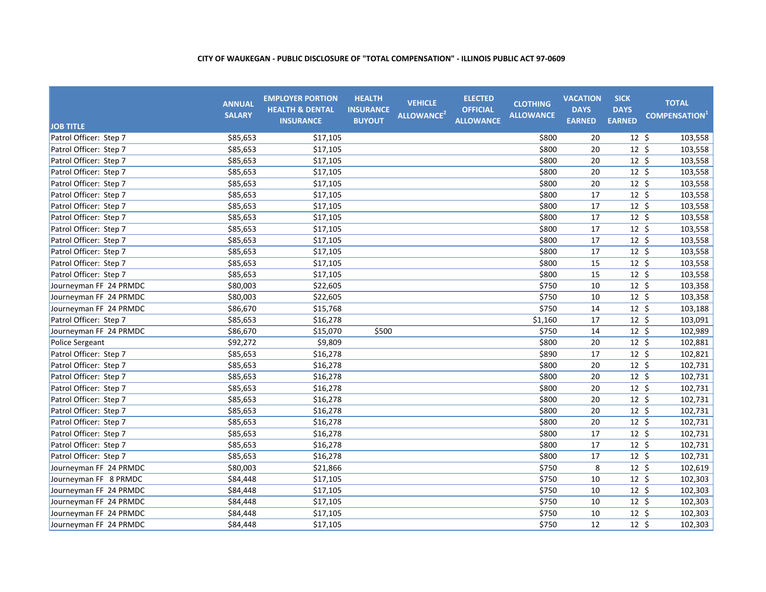**CITY OF WAUKEGAN - PUBLIC DISCLOSURE OF "TOTAL COMPENSATION" - ILLINOIS PUBLIC ACT 97-0609**

| JOB TITLE | ANNUAL SALARY | EMPLOYER PORTION HEALTH & DENTAL INSURANCE | HEALTH INSURANCE BUYOUT | VEHICLE ALLOWANCE[2] | ELECTED OFFICIAL ALLOWANCE | CLOTHING ALLOWANCE | VACATION DAYS EARNED | SICK DAYS EARNED | TOTAL COMPENSATION[1] |
|---|---|---|---|---|---|---|---|---|---|
| Patrol Officer: Step 7 | $85,653 | $17,105 | | | | $800 | 20 | 12 | $ 103,558 |
| Patrol Officer: Step 7 | $85,653 | $17,105 | | | | $800 | 20 | 12 | $ 103,558 |
| Patrol Officer: Step 7 | $85,653 | $17,105 | | | | $800 | 20 | 12 | $ 103,558 |
| Patrol Officer: Step 7 | $85,653 | $17,105 | | | | $800 | 20 | 12 | $ 103,558 |
| Patrol Officer: Step 7 | $85,653 | $17,105 | | | | $800 | 20 | 12 | $ 103,558 |
| Patrol Officer: Step 7 | $85,653 | $17,105 | | | | $800 | 17 | 12 | $ 103,558 |
| Patrol Officer: Step 7 | $85,653 | $17,105 | | | | $800 | 17 | 12 | $ 103,558 |
| Patrol Officer: Step 7 | $85,653 | $17,105 | | | | $800 | 17 | 12 | $ 103,558 |
| Patrol Officer: Step 7 | $85,653 | $17,105 | | | | $800 | 17 | 12 | $ 103,558 |
| Patrol Officer: Step 7 | $85,653 | $17,105 | | | | $800 | 17 | 12 | $ 103,558 |
| Patrol Officer: Step 7 | $85,653 | $17,105 | | | | $800 | 17 | 12 | $ 103,558 |
| Patrol Officer: Step 7 | $85,653 | $17,105 | | | | $800 | 15 | 12 | $ 103,558 |
| Patrol Officer: Step 7 | $85,653 | $17,105 | | | | $800 | 15 | 12 | $ 103,558 |
| Journeyman FF 24 PRMDC | $80,003 | $22,605 | | | | $750 | 10 | 12 | $ 103,358 |
| Journeyman FF 24 PRMDC | $80,003 | $22,605 | | | | $750 | 10 | 12 | $ 103,358 |
| Journeyman FF 24 PRMDC | $86,670 | $15,768 | | | | $750 | 14 | 12 | $ 103,188 |
| Patrol Officer: Step 7 | $85,653 | $16,278 | | | | $1,160 | 17 | 12 | $ 103,091 |
| Journeyman FF 24 PRMDC | $86,670 | $15,070 | $500 | | | $750 | 14 | 12 | $ 102,989 |
| Police Sergeant | $92,272 | $9,809 | | | | $800 | 20 | 12 | $ 102,881 |
| Patrol Officer: Step 7 | $85,653 | $16,278 | | | | $890 | 17 | 12 | $ 102,821 |
| Patrol Officer: Step 7 | $85,653 | $16,278 | | | | $800 | 20 | 12 | $ 102,731 |
| Patrol Officer: Step 7 | $85,653 | $16,278 | | | | $800 | 20 | 12 | $ 102,731 |
| Patrol Officer: Step 7 | $85,653 | $16,278 | | | | $800 | 20 | 12 | $ 102,731 |
| Patrol Officer: Step 7 | $85,653 | $16,278 | | | | $800 | 20 | 12 | $ 102,731 |
| Patrol Officer: Step 7 | $85,653 | $16,278 | | | | $800 | 20 | 12 | $ 102,731 |
| Patrol Officer: Step 7 | $85,653 | $16,278 | | | | $800 | 20 | 12 | $ 102,731 |
| Patrol Officer: Step 7 | $85,653 | $16,278 | | | | $800 | 17 | 12 | $ 102,731 |
| Patrol Officer: Step 7 | $85,653 | $16,278 | | | | $800 | 17 | 12 | $ 102,731 |
| Patrol Officer: Step 7 | $85,653 | $16,278 | | | | $800 | 17 | 12 | $ 102,731 |
| Journeyman FF 24 PRMDC | $80,003 | $21,866 | | | | $750 | 8 | 12 | $ 102,619 |
| Journeyman FF 8 PRMDC | $84,448 | $17,105 | | | | $750 | 10 | 12 | $ 102,303 |
| Journeyman FF 24 PRMDC | $84,448 | $17,105 | | | | $750 | 10 | 12 | $ 102,303 |
| Journeyman FF 24 PRMDC | $84,448 | $17,105 | | | | $750 | 10 | 12 | $ 102,303 |
| Journeyman FF 24 PRMDC | $84,448 | $17,105 | | | | $750 | 10 | 12 | $ 102,303 |
| Journeyman FF 24 PRMDC | $84,448 | $17,105 | | | | $750 | 12 | 12 | $ 102,303 |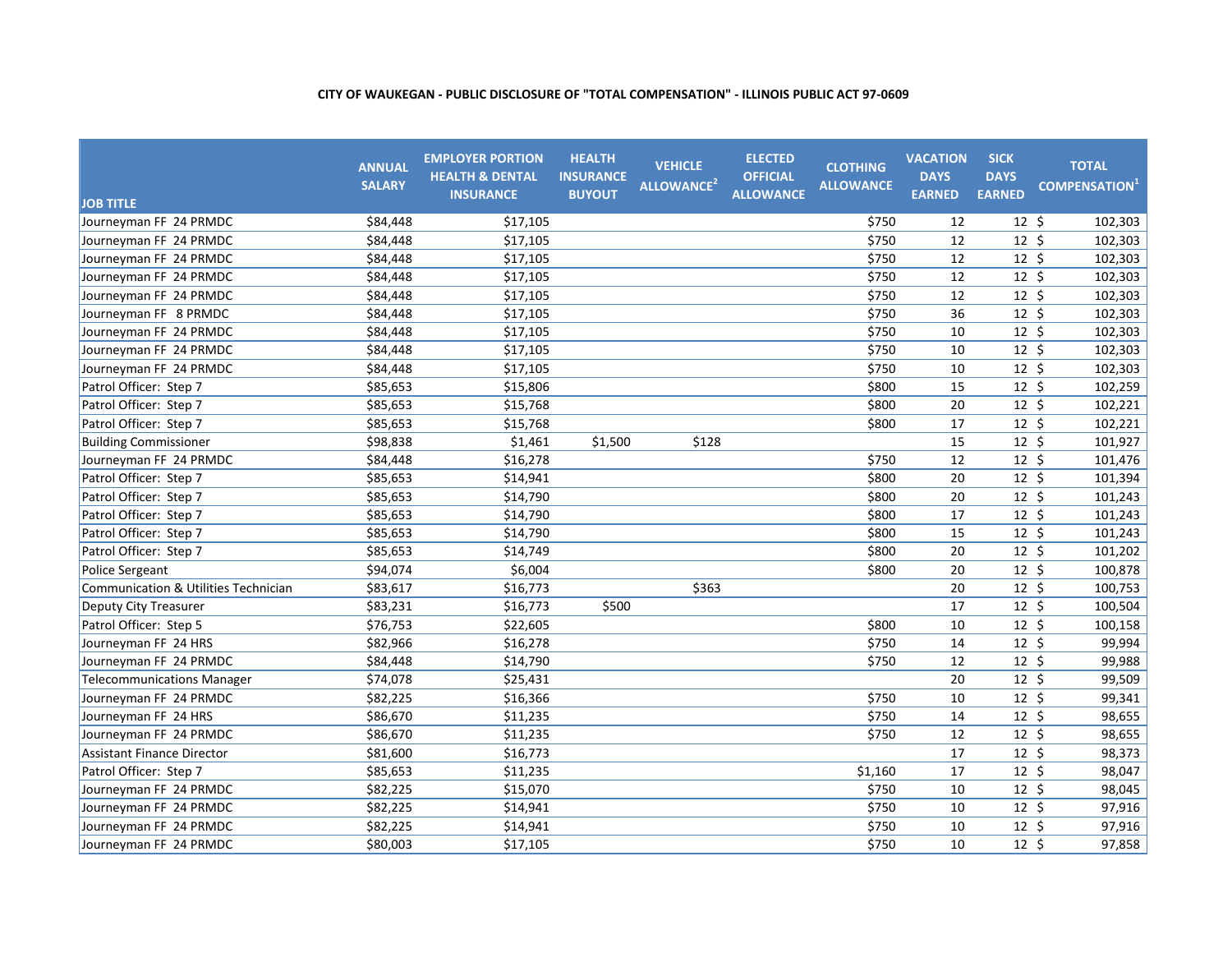**CITY OF WAUKEGAN - PUBLIC DISCLOSURE OF "TOTAL COMPENSATION" - ILLINOIS PUBLIC ACT 97-0609**

| JOB TITLE | ANNUAL SALARY | EMPLOYER PORTION HEALTH & DENTAL INSURANCE | HEALTH INSURANCE BUYOUT | VEHICLE ALLOWANCE[2] | ELECTED OFFICIAL ALLOWANCE | CLOTHING ALLOWANCE | VACATION DAYS EARNED | SICK DAYS EARNED | TOTAL COMPENSATION[1] |
|---|---|---|---|---|---|---|---|---|---|
| Journeyman FF 24 PRMDC | $84,448 | $17,105 | | | | $750 | 12 | 12 | $ 102,303 |
| Journeyman FF 24 PRMDC | $84,448 | $17,105 | | | | $750 | 12 | 12 | $ 102,303 |
| Journeyman FF 24 PRMDC | $84,448 | $17,105 | | | | $750 | 12 | 12 | $ 102,303 |
| Journeyman FF 24 PRMDC | $84,448 | $17,105 | | | | $750 | 12 | 12 | $ 102,303 |
| Journeyman FF 24 PRMDC | $84,448 | $17,105 | | | | $750 | 12 | 12 | $ 102,303 |
| Journeyman FF 8 PRMDC | $84,448 | $17,105 | | | | $750 | 36 | 12 | $ 102,303 |
| Journeyman FF 24 PRMDC | $84,448 | $17,105 | | | | $750 | 10 | 12 | $ 102,303 |
| Journeyman FF 24 PRMDC | $84,448 | $17,105 | | | | $750 | 10 | 12 | $ 102,303 |
| Journeyman FF 24 PRMDC | $84,448 | $17,105 | | | | $750 | 10 | 12 | $ 102,303 |
| Patrol Officer: Step 7 | $85,653 | $15,806 | | | | $800 | 15 | 12 | $ 102,259 |
| Patrol Officer: Step 7 | $85,653 | $15,768 | | | | $800 | 20 | 12 | $ 102,221 |
| Patrol Officer: Step 7 | $85,653 | $15,768 | | | | $800 | 17 | 12 | $ 102,221 |
| Building Commissioner | $98,838 | $1,461 | $1,500 | $128 | | | 15 | 12 | $ 101,927 |
| Journeyman FF 24 PRMDC | $84,448 | $16,278 | | | | $750 | 12 | 12 | $ 101,476 |
| Patrol Officer: Step 7 | $85,653 | $14,941 | | | | $800 | 20 | 12 | $ 101,394 |
| Patrol Officer: Step 7 | $85,653 | $14,790 | | | | $800 | 20 | 12 | $ 101,243 |
| Patrol Officer: Step 7 | $85,653 | $14,790 | | | | $800 | 17 | 12 | $ 101,243 |
| Patrol Officer: Step 7 | $85,653 | $14,790 | | | | $800 | 15 | 12 | $ 101,243 |
| Patrol Officer: Step 7 | $85,653 | $14,749 | | | | $800 | 20 | 12 | $ 101,202 |
| Police Sergeant | $94,074 | $6,004 | | | | $800 | 20 | 12 | $ 100,878 |
| Communication & Utilities Technician | $83,617 | $16,773 | | $363 | | | 20 | 12 | $ 100,753 |
| Deputy City Treasurer | $83,231 | $16,773 | $500 | | | | 17 | 12 | $ 100,504 |
| Patrol Officer: Step 5 | $76,753 | $22,605 | | | | $800 | 10 | 12 | $ 100,158 |
| Journeyman FF 24 HRS | $82,966 | $16,278 | | | | $750 | 14 | 12 | $ 99,994 |
| Journeyman FF 24 PRMDC | $84,448 | $14,790 | | | | $750 | 12 | 12 | $ 99,988 |
| Telecommunications Manager | $74,078 | $25,431 | | | | | 20 | 12 | $ 99,509 |
| Journeyman FF 24 PRMDC | $82,225 | $16,366 | | | | $750 | 10 | 12 | $ 99,341 |
| Journeyman FF 24 HRS | $86,670 | $11,235 | | | | $750 | 14 | 12 | $ 98,655 |
| Journeyman FF 24 PRMDC | $86,670 | $11,235 | | | | $750 | 12 | 12 | $ 98,655 |
| Assistant Finance Director | $81,600 | $16,773 | | | | | 17 | 12 | $ 98,373 |
| Patrol Officer: Step 7 | $85,653 | $11,235 | | | | $1,160 | 17 | 12 | $ 98,047 |
| Journeyman FF 24 PRMDC | $82,225 | $15,070 | | | | $750 | 10 | 12 | $ 98,045 |
| Journeyman FF 24 PRMDC | $82,225 | $14,941 | | | | $750 | 10 | 12 | $ 97,916 |
| Journeyman FF 24 PRMDC | $82,225 | $14,941 | | | | $750 | 10 | 12 | $ 97,916 |
| Journeyman FF 24 PRMDC | $80,003 | $17,105 | | | | $750 | 10 | 12 | $ 97,858 |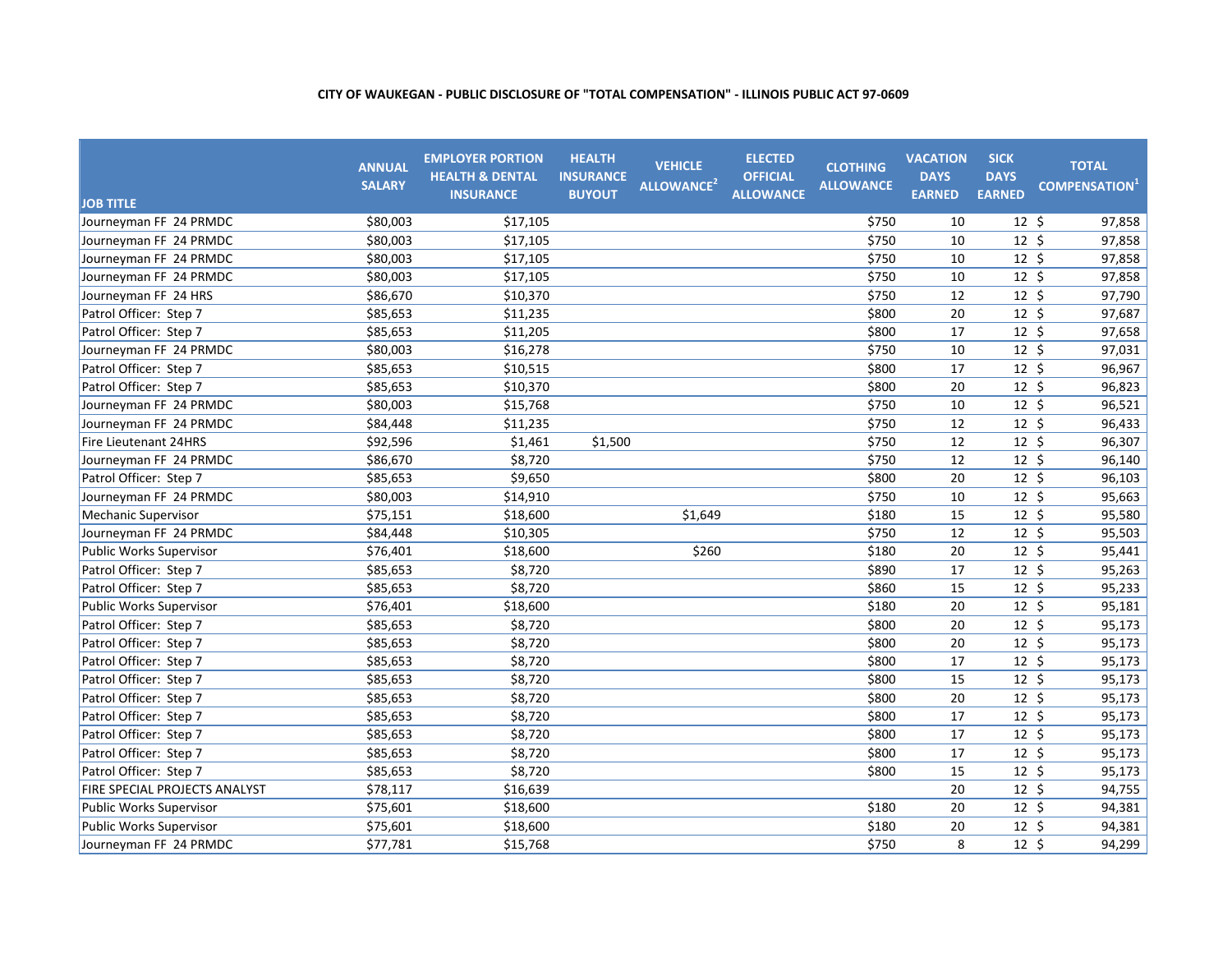**CITY OF WAUKEGAN - PUBLIC DISCLOSURE OF "TOTAL COMPENSATION" - ILLINOIS PUBLIC ACT 97-0609**

| JOB TITLE | ANNUAL SALARY | EMPLOYER PORTION HEALTH & DENTAL INSURANCE | HEALTH INSURANCE BUYOUT | VEHICLE ALLOWANCE[2] | ELECTED OFFICIAL ALLOWANCE | CLOTHING ALLOWANCE | VACATION DAYS EARNED | SICK DAYS EARNED | TOTAL COMPENSATION[1] |
|---|---|---|---|---|---|---|---|---|---|
| Journeyman FF 24 PRMDC | $80,003 | $17,105 | | | | $750 | 10 | 12 | $ 97,858 |
| Journeyman FF 24 PRMDC | $80,003 | $17,105 | | | | $750 | 10 | 12 | $ 97,858 |
| Journeyman FF 24 PRMDC | $80,003 | $17,105 | | | | $750 | 10 | 12 | $ 97,858 |
| Journeyman FF 24 PRMDC | $80,003 | $17,105 | | | | $750 | 10 | 12 | $ 97,858 |
| Journeyman FF 24 HRS | $86,670 | $10,370 | | | | $750 | 12 | 12 | $ 97,790 |
| Patrol Officer: Step 7 | $85,653 | $11,235 | | | | $800 | 20 | 12 | $ 97,687 |
| Patrol Officer: Step 7 | $85,653 | $11,205 | | | | $800 | 17 | 12 | $ 97,658 |
| Journeyman FF 24 PRMDC | $80,003 | $16,278 | | | | $750 | 10 | 12 | $ 97,031 |
| Patrol Officer: Step 7 | $85,653 | $10,515 | | | | $800 | 17 | 12 | $ 96,967 |
| Patrol Officer: Step 7 | $85,653 | $10,370 | | | | $800 | 20 | 12 | $ 96,823 |
| Journeyman FF 24 PRMDC | $80,003 | $15,768 | | | | $750 | 10 | 12 | $ 96,521 |
| Journeyman FF 24 PRMDC | $84,448 | $11,235 | | | | $750 | 12 | 12 | $ 96,433 |
| Fire Lieutenant 24HRS | $92,596 | $1,461 | $1,500 | | | $750 | 12 | 12 | $ 96,307 |
| Journeyman FF 24 PRMDC | $86,670 | $8,720 | | | | $750 | 12 | 12 | $ 96,140 |
| Patrol Officer: Step 7 | $85,653 | $9,650 | | | | $800 | 20 | 12 | $ 96,103 |
| Journeyman FF 24 PRMDC | $80,003 | $14,910 | | | | $750 | 10 | 12 | $ 95,663 |
| Mechanic Supervisor | $75,151 | $18,600 | | $1,649 | | $180 | 15 | 12 | $ 95,580 |
| Journeyman FF 24 PRMDC | $84,448 | $10,305 | | | | $750 | 12 | 12 | $ 95,503 |
| Public Works Supervisor | $76,401 | $18,600 | | $260 | | $180 | 20 | 12 | $ 95,441 |
| Patrol Officer: Step 7 | $85,653 | $8,720 | | | | $890 | 17 | 12 | $ 95,263 |
| Patrol Officer: Step 7 | $85,653 | $8,720 | | | | $860 | 15 | 12 | $ 95,233 |
| Public Works Supervisor | $76,401 | $18,600 | | | | $180 | 20 | 12 | $ 95,181 |
| Patrol Officer: Step 7 | $85,653 | $8,720 | | | | $800 | 20 | 12 | $ 95,173 |
| Patrol Officer: Step 7 | $85,653 | $8,720 | | | | $800 | 20 | 12 | $ 95,173 |
| Patrol Officer: Step 7 | $85,653 | $8,720 | | | | $800 | 17 | 12 | $ 95,173 |
| Patrol Officer: Step 7 | $85,653 | $8,720 | | | | $800 | 15 | 12 | $ 95,173 |
| Patrol Officer: Step 7 | $85,653 | $8,720 | | | | $800 | 20 | 12 | $ 95,173 |
| Patrol Officer: Step 7 | $85,653 | $8,720 | | | | $800 | 17 | 12 | $ 95,173 |
| Patrol Officer: Step 7 | $85,653 | $8,720 | | | | $800 | 17 | 12 | $ 95,173 |
| Patrol Officer: Step 7 | $85,653 | $8,720 | | | | $800 | 17 | 12 | $ 95,173 |
| Patrol Officer: Step 7 | $85,653 | $8,720 | | | | $800 | 15 | 12 | $ 95,173 |
| FIRE SPECIAL PROJECTS ANALYST | $78,117 | $16,639 | | | | | 20 | 12 | $ 94,755 |
| Public Works Supervisor | $75,601 | $18,600 | | | | $180 | 20 | 12 | $ 94,381 |
| Public Works Supervisor | $75,601 | $18,600 | | | | $180 | 20 | 12 | $ 94,381 |
| Journeyman FF 24 PRMDC | $77,781 | $15,768 | | | | $750 | 8 | 12 | $ 94,299 |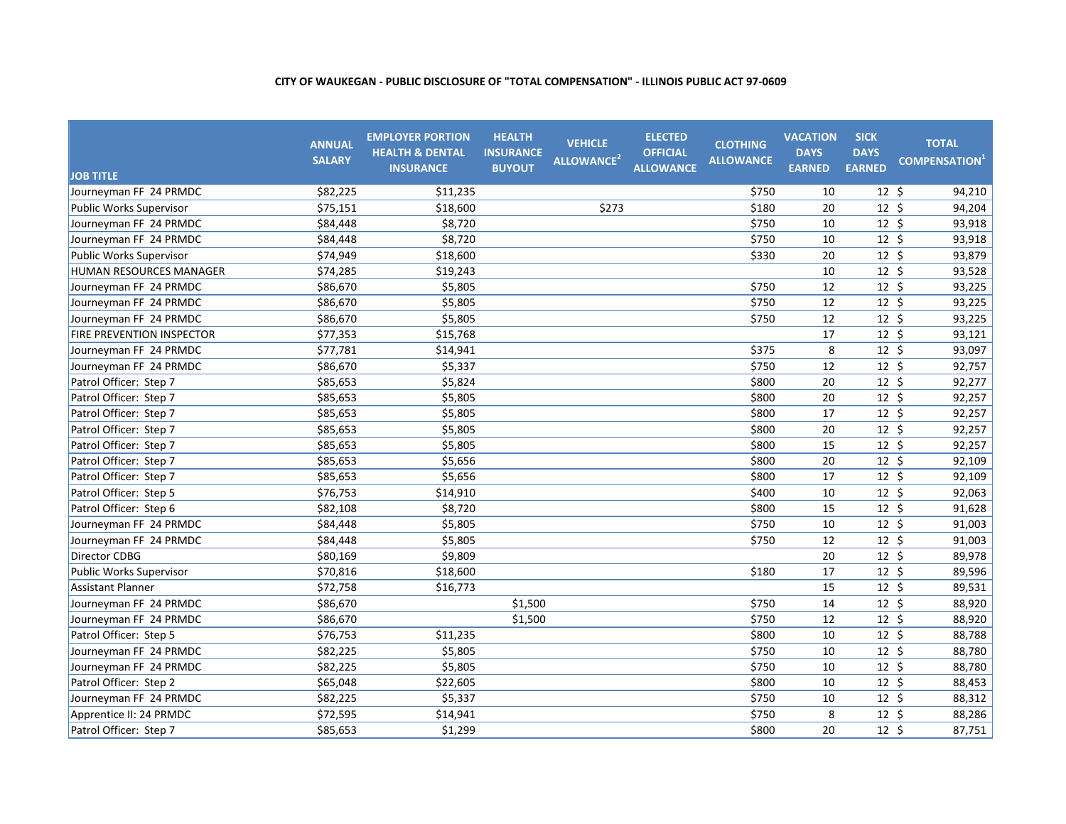**CITY OF WAUKEGAN - PUBLIC DISCLOSURE OF "TOTAL COMPENSATION" - ILLINOIS PUBLIC ACT 97-0609**

| JOB TITLE | ANNUAL SALARY | EMPLOYER PORTION HEALTH & DENTAL INSURANCE | HEALTH INSURANCE BUYOUT | VEHICLE ALLOWANCE[2] | ELECTED OFFICIAL ALLOWANCE | CLOTHING ALLOWANCE | VACATION DAYS EARNED | SICK DAYS EARNED | TOTAL COMPENSATION[1] |
|---|---|---|---|---|---|---|---|---|---|
| Journeyman FF 24 PRMDC | $82,225 | $11,235 | | | | $750 | 10 | 12 | $ 94,210 |
| Public Works Supervisor | $75,151 | $18,600 | | $273 | | $180 | 20 | 12 | $ 94,204 |
| Journeyman FF 24 PRMDC | $84,448 | $8,720 | | | | $750 | 10 | 12 | $ 93,918 |
| Journeyman FF 24 PRMDC | $84,448 | $8,720 | | | | $750 | 10 | 12 | $ 93,918 |
| Public Works Supervisor | $74,949 | $18,600 | | | | $330 | 20 | 12 | $ 93,879 |
| HUMAN RESOURCES MANAGER | $74,285 | $19,243 | | | | | 10 | 12 | $ 93,528 |
| Journeyman FF 24 PRMDC | $86,670 | $5,805 | | | | $750 | 12 | 12 | $ 93,225 |
| Journeyman FF 24 PRMDC | $86,670 | $5,805 | | | | $750 | 12 | 12 | $ 93,225 |
| Journeyman FF 24 PRMDC | $86,670 | $5,805 | | | | $750 | 12 | 12 | $ 93,225 |
| FIRE PREVENTION INSPECTOR | $77,353 | $15,768 | | | | | 17 | 12 | $ 93,121 |
| Journeyman FF 24 PRMDC | $77,781 | $14,941 | | | | $375 | 8 | 12 | $ 93,097 |
| Journeyman FF 24 PRMDC | $86,670 | $5,337 | | | | $750 | 12 | 12 | $ 92,757 |
| Patrol Officer: Step 7 | $85,653 | $5,824 | | | | $800 | 20 | 12 | $ 92,277 |
| Patrol Officer: Step 7 | $85,653 | $5,805 | | | | $800 | 20 | 12 | $ 92,257 |
| Patrol Officer: Step 7 | $85,653 | $5,805 | | | | $800 | 17 | 12 | $ 92,257 |
| Patrol Officer: Step 7 | $85,653 | $5,805 | | | | $800 | 20 | 12 | $ 92,257 |
| Patrol Officer: Step 7 | $85,653 | $5,805 | | | | $800 | 15 | 12 | $ 92,257 |
| Patrol Officer: Step 7 | $85,653 | $5,656 | | | | $800 | 20 | 12 | $ 92,109 |
| Patrol Officer: Step 7 | $85,653 | $5,656 | | | | $800 | 17 | 12 | $ 92,109 |
| Patrol Officer: Step 5 | $76,753 | $14,910 | | | | $400 | 10 | 12 | $ 92,063 |
| Patrol Officer: Step 6 | $82,108 | $8,720 | | | | $800 | 15 | 12 | $ 91,628 |
| Journeyman FF 24 PRMDC | $84,448 | $5,805 | | | | $750 | 10 | 12 | $ 91,003 |
| Journeyman FF 24 PRMDC | $84,448 | $5,805 | | | | $750 | 12 | 12 | $ 91,003 |
| Director CDBG | $80,169 | $9,809 | | | | | 20 | 12 | $ 89,978 |
| Public Works Supervisor | $70,816 | $18,600 | | | | $180 | 17 | 12 | $ 89,596 |
| Assistant Planner | $72,758 | $16,773 | | | | | 15 | 12 | $ 89,531 |
| Journeyman FF 24 PRMDC | $86,670 | | $1,500 | | | $750 | 14 | 12 | $ 88,920 |
| Journeyman FF 24 PRMDC | $86,670 | | $1,500 | | | $750 | 12 | 12 | $ 88,920 |
| Patrol Officer: Step 5 | $76,753 | $11,235 | | | | $800 | 10 | 12 | $ 88,788 |
| Journeyman FF 24 PRMDC | $82,225 | $5,805 | | | | $750 | 10 | 12 | $ 88,780 |
| Journeyman FF 24 PRMDC | $82,225 | $5,805 | | | | $750 | 10 | 12 | $ 88,780 |
| Patrol Officer: Step 2 | $65,048 | $22,605 | | | | $800 | 10 | 12 | $ 88,453 |
| Journeyman FF 24 PRMDC | $82,225 | $5,337 | | | | $750 | 10 | 12 | $ 88,312 |
| Apprentice II: 24 PRMDC | $72,595 | $14,941 | | | | $750 | 8 | 12 | $ 88,286 |
| Patrol Officer: Step 7 | $85,653 | $1,299 | | | | $800 | 20 | 12 | $ 87,751 |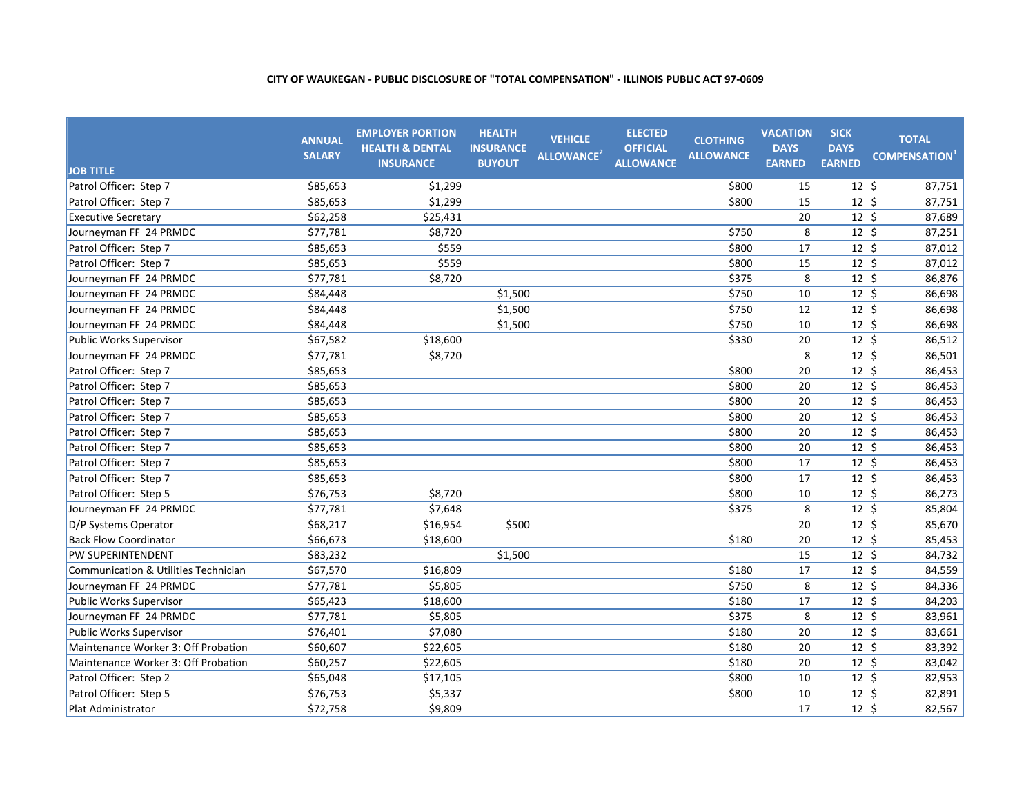**CITY OF WAUKEGAN - PUBLIC DISCLOSURE OF "TOTAL COMPENSATION" - ILLINOIS PUBLIC ACT 97-0609**

| JOB TITLE | ANNUAL SALARY | EMPLOYER PORTION HEALTH & DENTAL INSURANCE | HEALTH INSURANCE BUYOUT | VEHICLE ALLOWANCE[2] | ELECTED OFFICIAL ALLOWANCE | CLOTHING ALLOWANCE | VACATION DAYS EARNED | SICK DAYS EARNED | TOTAL COMPENSATION[1] |
|---|---|---|---|---|---|---|---|---|---|
| Patrol Officer: Step 7 | $85,653 | $1,299 | | | | $800 | 15 | 12 | $ 87,751 |
| Patrol Officer: Step 7 | $85,653 | $1,299 | | | | $800 | 15 | 12 | $ 87,751 |
| Executive Secretary | $62,258 | $25,431 | | | | | 20 | 12 | $ 87,689 |
| Journeyman FF 24 PRMDC | $77,781 | $8,720 | | | | $750 | 8 | 12 | $ 87,251 |
| Patrol Officer: Step 7 | $85,653 | $559 | | | | $800 | 17 | 12 | $ 87,012 |
| Patrol Officer: Step 7 | $85,653 | $559 | | | | $800 | 15 | 12 | $ 87,012 |
| Journeyman FF 24 PRMDC | $77,781 | $8,720 | | | | $375 | 8 | 12 | $ 86,876 |
| Journeyman FF 24 PRMDC | $84,448 | | $1,500 | | | $750 | 10 | 12 | $ 86,698 |
| Journeyman FF 24 PRMDC | $84,448 | | $1,500 | | | $750 | 12 | 12 | $ 86,698 |
| Journeyman FF 24 PRMDC | $84,448 | | $1,500 | | | $750 | 10 | 12 | $ 86,698 |
| Public Works Supervisor | $67,582 | $18,600 | | | | $330 | 20 | 12 | $ 86,512 |
| Journeyman FF 24 PRMDC | $77,781 | $8,720 | | | | | 8 | 12 | $ 86,501 |
| Patrol Officer: Step 7 | $85,653 | | | | | $800 | 20 | 12 | $ 86,453 |
| Patrol Officer: Step 7 | $85,653 | | | | | $800 | 20 | 12 | $ 86,453 |
| Patrol Officer: Step 7 | $85,653 | | | | | $800 | 20 | 12 | $ 86,453 |
| Patrol Officer: Step 7 | $85,653 | | | | | $800 | 20 | 12 | $ 86,453 |
| Patrol Officer: Step 7 | $85,653 | | | | | $800 | 20 | 12 | $ 86,453 |
| Patrol Officer: Step 7 | $85,653 | | | | | $800 | 20 | 12 | $ 86,453 |
| Patrol Officer: Step 7 | $85,653 | | | | | $800 | 17 | 12 | $ 86,453 |
| Patrol Officer: Step 7 | $85,653 | | | | | $800 | 17 | 12 | $ 86,453 |
| Patrol Officer: Step 5 | $76,753 | $8,720 | | | | $800 | 10 | 12 | $ 86,273 |
| Journeyman FF 24 PRMDC | $77,781 | $7,648 | | | | $375 | 8 | 12 | $ 85,804 |
| D/P Systems Operator | $68,217 | $16,954 | $500 | | | | 20 | 12 | $ 85,670 |
| Back Flow Coordinator | $66,673 | $18,600 | | | | $180 | 20 | 12 | $ 85,453 |
| PW SUPERINTENDENT | $83,232 | | $1,500 | | | | 15 | 12 | $ 84,732 |
| Communication & Utilities Technician | $67,570 | $16,809 | | | | $180 | 17 | 12 | $ 84,559 |
| Journeyman FF 24 PRMDC | $77,781 | $5,805 | | | | $750 | 8 | 12 | $ 84,336 |
| Public Works Supervisor | $65,423 | $18,600 | | | | $180 | 17 | 12 | $ 84,203 |
| Journeyman FF 24 PRMDC | $77,781 | $5,805 | | | | $375 | 8 | 12 | $ 83,961 |
| Public Works Supervisor | $76,401 | $7,080 | | | | $180 | 20 | 12 | $ 83,661 |
| Maintenance Worker 3: Off Probation | $60,607 | $22,605 | | | | $180 | 20 | 12 | $ 83,392 |
| Maintenance Worker 3: Off Probation | $60,257 | $22,605 | | | | $180 | 20 | 12 | $ 83,042 |
| Patrol Officer: Step 2 | $65,048 | $17,105 | | | | $800 | 10 | 12 | $ 82,953 |
| Patrol Officer: Step 5 | $76,753 | $5,337 | | | | $800 | 10 | 12 | $ 82,891 |
| Plat Administrator | $72,758 | $9,809 | | | | | 17 | 12 | $ 82,567 |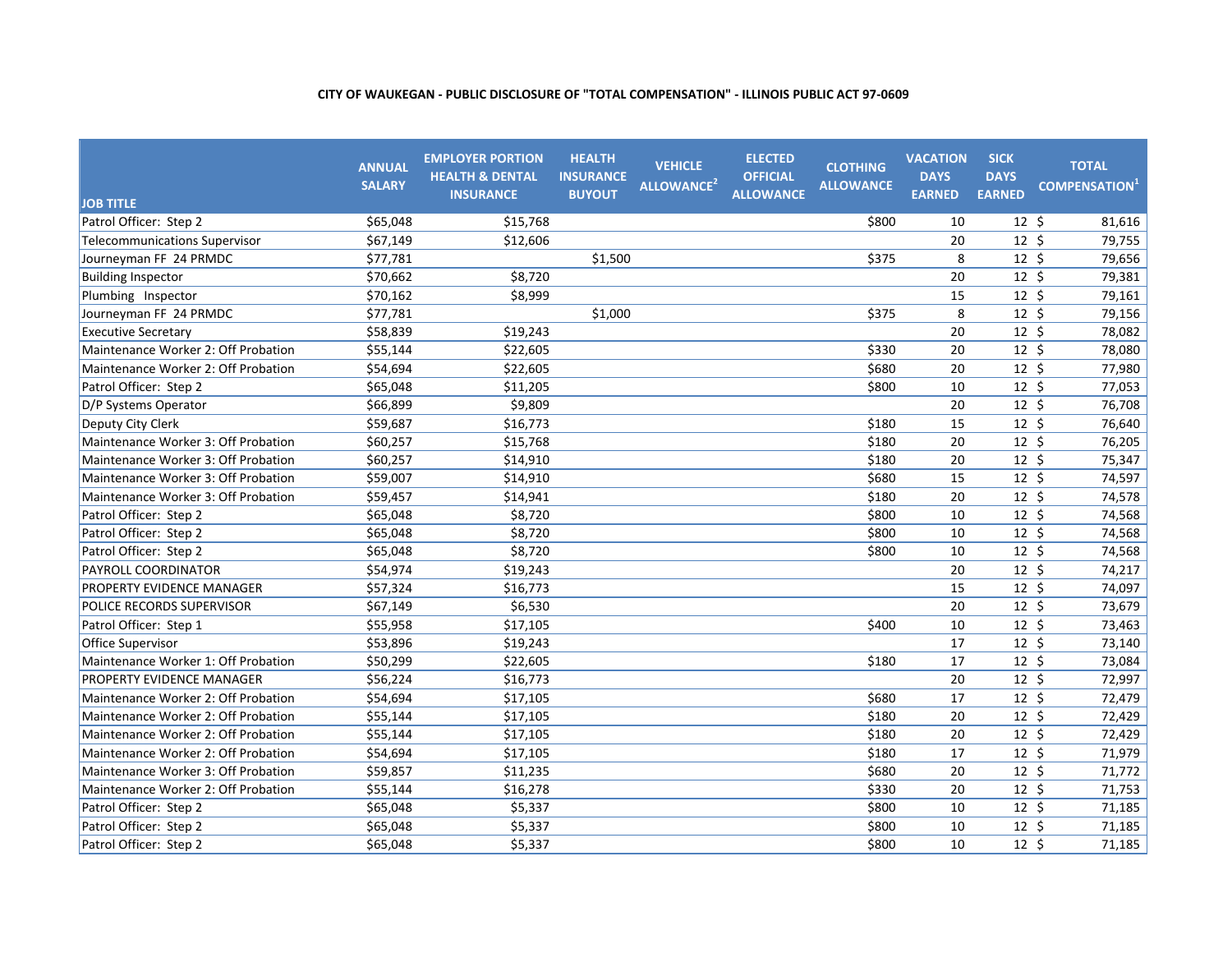**CITY OF WAUKEGAN - PUBLIC DISCLOSURE OF "TOTAL COMPENSATION" - ILLINOIS PUBLIC ACT 97-0609**

| JOB TITLE | ANNUAL SALARY | EMPLOYER PORTION HEALTH & DENTAL INSURANCE | HEALTH INSURANCE BUYOUT | VEHICLE ALLOWANCE[2] | ELECTED OFFICIAL ALLOWANCE | CLOTHING ALLOWANCE | VACATION DAYS EARNED | SICK DAYS EARNED | TOTAL COMPENSATION[1] |
|---|---|---|---|---|---|---|---|---|---|
| Patrol Officer: Step 2 | $65,048 | $15,768 | | | | $800 | 10 | 12 | $ 81,616 |
| Telecommunications Supervisor | $67,149 | $12,606 | | | | | 20 | 12 | $ 79,755 |
| Journeyman FF 24 PRMDC | $77,781 | | $1,500 | | | $375 | 8 | 12 | $ 79,656 |
| Building Inspector | $70,662 | $8,720 | | | | | 20 | 12 | $ 79,381 |
| Plumbing Inspector | $70,162 | $8,999 | | | | | 15 | 12 | $ 79,161 |
| Journeyman FF 24 PRMDC | $77,781 | | $1,000 | | | $375 | 8 | 12 | $ 79,156 |
| Executive Secretary | $58,839 | $19,243 | | | | | 20 | 12 | $ 78,082 |
| Maintenance Worker 2: Off Probation | $55,144 | $22,605 | | | | $330 | 20 | 12 | $ 78,080 |
| Maintenance Worker 2: Off Probation | $54,694 | $22,605 | | | | $680 | 20 | 12 | $ 77,980 |
| Patrol Officer: Step 2 | $65,048 | $11,205 | | | | $800 | 10 | 12 | $ 77,053 |
| D/P Systems Operator | $66,899 | $9,809 | | | | | 20 | 12 | $ 76,708 |
| Deputy City Clerk | $59,687 | $16,773 | | | | $180 | 15 | 12 | $ 76,640 |
| Maintenance Worker 3: Off Probation | $60,257 | $15,768 | | | | $180 | 20 | 12 | $ 76,205 |
| Maintenance Worker 3: Off Probation | $60,257 | $14,910 | | | | $180 | 20 | 12 | $ 75,347 |
| Maintenance Worker 3: Off Probation | $59,007 | $14,910 | | | | $680 | 15 | 12 | $ 74,597 |
| Maintenance Worker 3: Off Probation | $59,457 | $14,941 | | | | $180 | 20 | 12 | $ 74,578 |
| Patrol Officer: Step 2 | $65,048 | $8,720 | | | | $800 | 10 | 12 | $ 74,568 |
| Patrol Officer: Step 2 | $65,048 | $8,720 | | | | $800 | 10 | 12 | $ 74,568 |
| Patrol Officer: Step 2 | $65,048 | $8,720 | | | | $800 | 10 | 12 | $ 74,568 |
| PAYROLL COORDINATOR | $54,974 | $19,243 | | | | | 20 | 12 | $ 74,217 |
| PROPERTY EVIDENCE MANAGER | $57,324 | $16,773 | | | | | 15 | 12 | $ 74,097 |
| POLICE RECORDS SUPERVISOR | $67,149 | $6,530 | | | | | 20 | 12 | $ 73,679 |
| Patrol Officer: Step 1 | $55,958 | $17,105 | | | | $400 | 10 | 12 | $ 73,463 |
| Office Supervisor | $53,896 | $19,243 | | | | | 17 | 12 | $ 73,140 |
| Maintenance Worker 1: Off Probation | $50,299 | $22,605 | | | | $180 | 17 | 12 | $ 73,084 |
| PROPERTY EVIDENCE MANAGER | $56,224 | $16,773 | | | | | 20 | 12 | $ 72,997 |
| Maintenance Worker 2: Off Probation | $54,694 | $17,105 | | | | $680 | 17 | 12 | $ 72,479 |
| Maintenance Worker 2: Off Probation | $55,144 | $17,105 | | | | $180 | 20 | 12 | $ 72,429 |
| Maintenance Worker 2: Off Probation | $55,144 | $17,105 | | | | $180 | 20 | 12 | $ 72,429 |
| Maintenance Worker 2: Off Probation | $54,694 | $17,105 | | | | $180 | 17 | 12 | $ 71,979 |
| Maintenance Worker 3: Off Probation | $59,857 | $11,235 | | | | $680 | 20 | 12 | $ 71,772 |
| Maintenance Worker 2: Off Probation | $55,144 | $16,278 | | | | $330 | 20 | 12 | $ 71,753 |
| Patrol Officer: Step 2 | $65,048 | $5,337 | | | | $800 | 10 | 12 | $ 71,185 |
| Patrol Officer: Step 2 | $65,048 | $5,337 | | | | $800 | 10 | 12 | $ 71,185 |
| Patrol Officer: Step 2 | $65,048 | $5,337 | | | | $800 | 10 | 12 | $ 71,185 |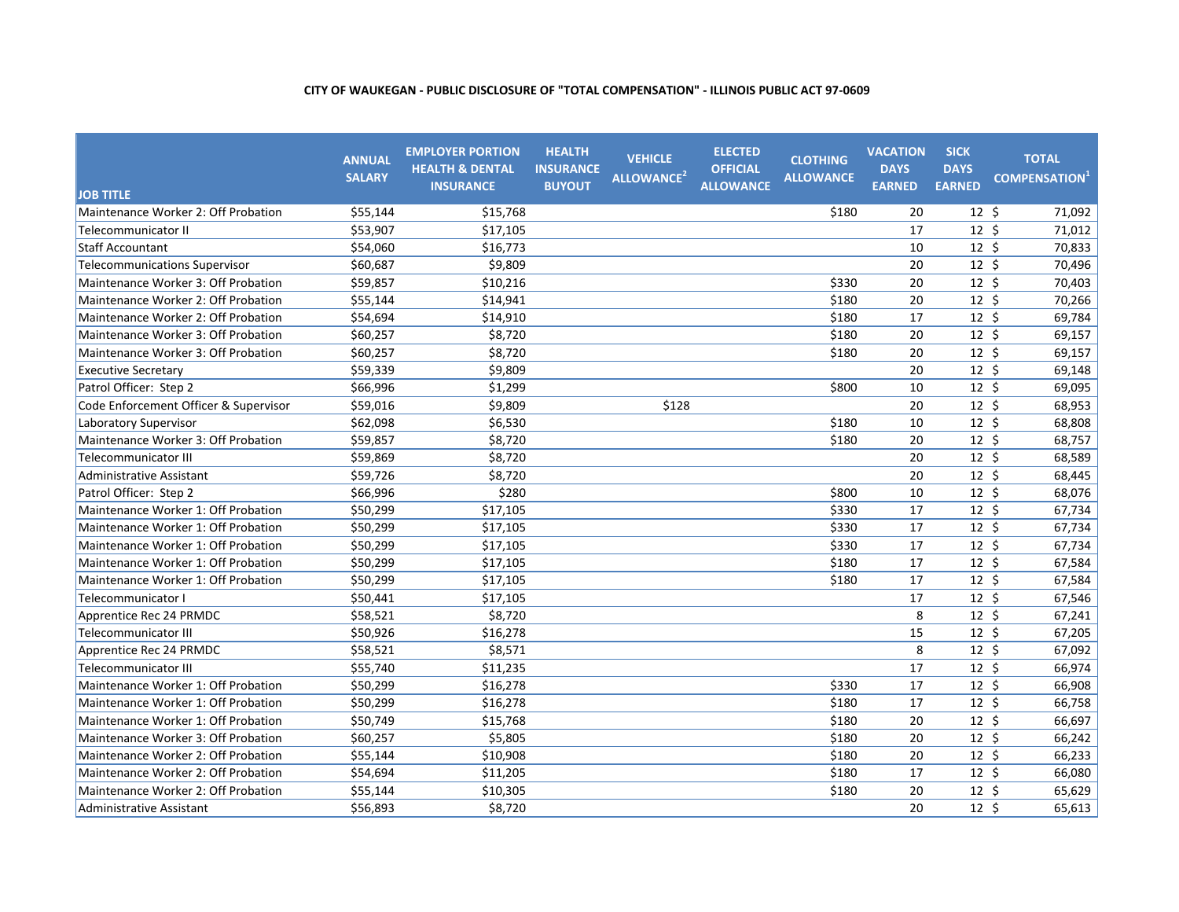CITY OF WAUKEGAN - PUBLIC DISCLOSURE OF "TOTAL COMPENSATION" - ILLINOIS PUBLIC ACT 97-0609

| JOB TITLE | ANNUAL SALARY | EMPLOYER PORTION HEALTH & DENTAL INSURANCE | HEALTH INSURANCE BUYOUT | VEHICLE ALLOWANCE[2] | ELECTED OFFICIAL ALLOWANCE | CLOTHING ALLOWANCE | VACATION DAYS EARNED | SICK DAYS EARNED | TOTAL COMPENSATION[1] |
|---|---|---|---|---|---|---|---|---|---|
| Maintenance Worker 2: Off Probation | $55,144 | $15,768 | | | | $180 | 20 | 12 | $ 71,092 |
| Telecommunicator II | $53,907 | $17,105 | | | | | 17 | 12 | $ 71,012 |
| Staff Accountant | $54,060 | $16,773 | | | | | 10 | 12 | $ 70,833 |
| Telecommunications Supervisor | $60,687 | $9,809 | | | | | 20 | 12 | $ 70,496 |
| Maintenance Worker 3: Off Probation | $59,857 | $10,216 | | | | $330 | 20 | 12 | $ 70,403 |
| Maintenance Worker 2: Off Probation | $55,144 | $14,941 | | | | $180 | 20 | 12 | $ 70,266 |
| Maintenance Worker 2: Off Probation | $54,694 | $14,910 | | | | $180 | 17 | 12 | $ 69,784 |
| Maintenance Worker 3: Off Probation | $60,257 | $8,720 | | | | $180 | 20 | 12 | $ 69,157 |
| Maintenance Worker 3: Off Probation | $60,257 | $8,720 | | | | $180 | 20 | 12 | $ 69,157 |
| Executive Secretary | $59,339 | $9,809 | | | | | 20 | 12 | $ 69,148 |
| Patrol Officer: Step 2 | $66,996 | $1,299 | | | | $800 | 10 | 12 | $ 69,095 |
| Code Enforcement Officer & Supervisor | $59,016 | $9,809 | | $128 | | | 20 | 12 | $ 68,953 |
| Laboratory Supervisor | $62,098 | $6,530 | | | | $180 | 10 | 12 | $ 68,808 |
| Maintenance Worker 3: Off Probation | $59,857 | $8,720 | | | | $180 | 20 | 12 | $ 68,757 |
| Telecommunicator III | $59,869 | $8,720 | | | | | 20 | 12 | $ 68,589 |
| Administrative Assistant | $59,726 | $8,720 | | | | | 20 | 12 | $ 68,445 |
| Patrol Officer: Step 2 | $66,996 | $280 | | | | $800 | 10 | 12 | $ 68,076 |
| Maintenance Worker 1: Off Probation | $50,299 | $17,105 | | | | $330 | 17 | 12 | $ 67,734 |
| Maintenance Worker 1: Off Probation | $50,299 | $17,105 | | | | $330 | 17 | 12 | $ 67,734 |
| Maintenance Worker 1: Off Probation | $50,299 | $17,105 | | | | $330 | 17 | 12 | $ 67,734 |
| Maintenance Worker 1: Off Probation | $50,299 | $17,105 | | | | $180 | 17 | 12 | $ 67,584 |
| Maintenance Worker 1: Off Probation | $50,299 | $17,105 | | | | $180 | 17 | 12 | $ 67,584 |
| Telecommunicator I | $50,441 | $17,105 | | | | | 17 | 12 | $ 67,546 |
| Apprentice Rec 24 PRMDC | $58,521 | $8,720 | | | | | 8 | 12 | $ 67,241 |
| Telecommunicator III | $50,926 | $16,278 | | | | | 15 | 12 | $ 67,205 |
| Apprentice Rec 24 PRMDC | $58,521 | $8,571 | | | | | 8 | 12 | $ 67,092 |
| Telecommunicator III | $55,740 | $11,235 | | | | | 17 | 12 | $ 66,974 |
| Maintenance Worker 1: Off Probation | $50,299 | $16,278 | | | | $330 | 17 | 12 | $ 66,908 |
| Maintenance Worker 1: Off Probation | $50,299 | $16,278 | | | | $180 | 17 | 12 | $ 66,758 |
| Maintenance Worker 1: Off Probation | $50,749 | $15,768 | | | | $180 | 20 | 12 | $ 66,697 |
| Maintenance Worker 3: Off Probation | $60,257 | $5,805 | | | | $180 | 20 | 12 | $ 66,242 |
| Maintenance Worker 2: Off Probation | $55,144 | $10,908 | | | | $180 | 20 | 12 | $ 66,233 |
| Maintenance Worker 2: Off Probation | $54,694 | $11,205 | | | | $180 | 17 | 12 | $ 66,080 |
| Maintenance Worker 2: Off Probation | $55,144 | $10,305 | | | | $180 | 20 | 12 | $ 65,629 |
| Administrative Assistant | $56,893 | $8,720 | | | | | 20 | 12 | $ 65,613 |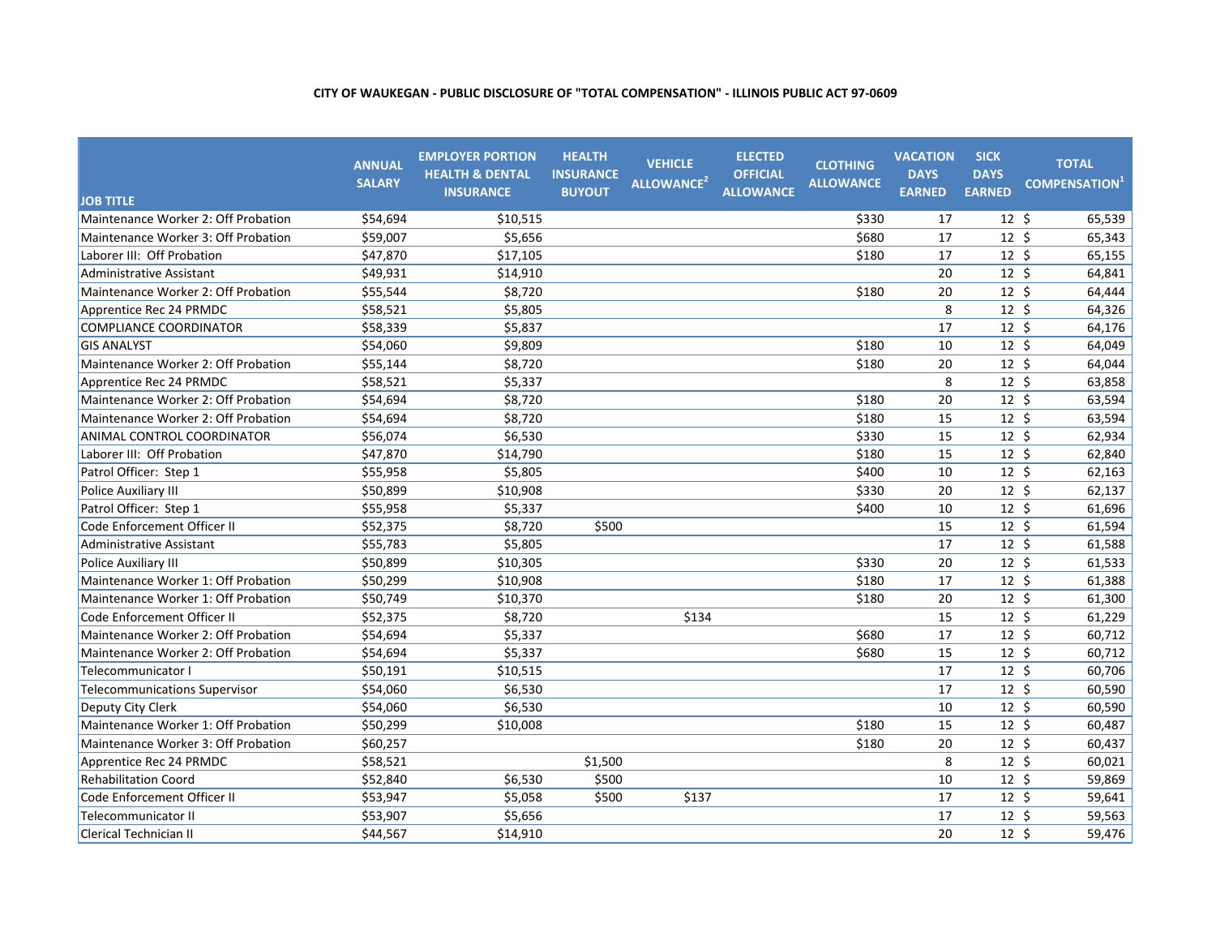**CITY OF WAUKEGAN - PUBLIC DISCLOSURE OF "TOTAL COMPENSATION" - ILLINOIS PUBLIC ACT 97-0609**

| JOB TITLE | ANNUAL SALARY | EMPLOYER PORTION HEALTH & DENTAL INSURANCE | HEALTH INSURANCE BUYOUT | VEHICLE ALLOWANCE[2] | ELECTED OFFICIAL ALLOWANCE | CLOTHING ALLOWANCE | VACATION DAYS EARNED | SICK DAYS EARNED | TOTAL COMPENSATION[1] |
|---|---|---|---|---|---|---|---|---|---|
| Maintenance Worker 2: Off Probation | $54,694 | $10,515 | | | | $330 | 17 | 12 | $ 65,539 |
| Maintenance Worker 3: Off Probation | $59,007 | $5,656 | | | | $680 | 17 | 12 | $ 65,343 |
| Laborer III: Off Probation | $47,870 | $17,105 | | | | $180 | 17 | 12 | $ 65,155 |
| Administrative Assistant | $49,931 | $14,910 | | | | | 20 | 12 | $ 64,841 |
| Maintenance Worker 2: Off Probation | $55,544 | $8,720 | | | | $180 | 20 | 12 | $ 64,444 |
| Apprentice Rec 24 PRMDC | $58,521 | $5,805 | | | | | 8 | 12 | $ 64,326 |
| COMPLIANCE COORDINATOR | $58,339 | $5,837 | | | | | 17 | 12 | $ 64,176 |
| GIS ANALYST | $54,060 | $9,809 | | | | $180 | 10 | 12 | $ 64,049 |
| Maintenance Worker 2: Off Probation | $55,144 | $8,720 | | | | $180 | 20 | 12 | $ 64,044 |
| Apprentice Rec 24 PRMDC | $58,521 | $5,337 | | | | | 8 | 12 | $ 63,858 |
| Maintenance Worker 2: Off Probation | $54,694 | $8,720 | | | | $180 | 20 | 12 | $ 63,594 |
| Maintenance Worker 2: Off Probation | $54,694 | $8,720 | | | | $180 | 15 | 12 | $ 63,594 |
| ANIMAL CONTROL COORDINATOR | $56,074 | $6,530 | | | | $330 | 15 | 12 | $ 62,934 |
| Laborer III: Off Probation | $47,870 | $14,790 | | | | $180 | 15 | 12 | $ 62,840 |
| Patrol Officer: Step 1 | $55,958 | $5,805 | | | | $400 | 10 | 12 | $ 62,163 |
| Police Auxiliary III | $50,899 | $10,908 | | | | $330 | 20 | 12 | $ 62,137 |
| Patrol Officer: Step 1 | $55,958 | $5,337 | | | | $400 | 10 | 12 | $ 61,696 |
| Code Enforcement Officer II | $52,375 | $8,720 | $500 | | | | 15 | 12 | $ 61,594 |
| Administrative Assistant | $55,783 | $5,805 | | | | | 17 | 12 | $ 61,588 |
| Police Auxiliary III | $50,899 | $10,305 | | | | $330 | 20 | 12 | $ 61,533 |
| Maintenance Worker 1: Off Probation | $50,299 | $10,908 | | | | $180 | 17 | 12 | $ 61,388 |
| Maintenance Worker 1: Off Probation | $50,749 | $10,370 | | | | $180 | 20 | 12 | $ 61,300 |
| Code Enforcement Officer II | $52,375 | $8,720 | | $134 | | | 15 | 12 | $ 61,229 |
| Maintenance Worker 2: Off Probation | $54,694 | $5,337 | | | | $680 | 17 | 12 | $ 60,712 |
| Maintenance Worker 2: Off Probation | $54,694 | $5,337 | | | | $680 | 15 | 12 | $ 60,712 |
| Telecommunicator I | $50,191 | $10,515 | | | | | 17 | 12 | $ 60,706 |
| Telecommunications Supervisor | $54,060 | $6,530 | | | | | 17 | 12 | $ 60,590 |
| Deputy City Clerk | $54,060 | $6,530 | | | | | 10 | 12 | $ 60,590 |
| Maintenance Worker 1: Off Probation | $50,299 | $10,008 | | | | $180 | 15 | 12 | $ 60,487 |
| Maintenance Worker 3: Off Probation | $60,257 | | | | | $180 | 20 | 12 | $ 60,437 |
| Apprentice Rec 24 PRMDC | $58,521 | | $1,500 | | | | 8 | 12 | $ 60,021 |
| Rehabilitation Coord | $52,840 | $6,530 | $500 | | | | 10 | 12 | $ 59,869 |
| Code Enforcement Officer II | $53,947 | $5,058 | $500 | $137 | | | 17 | 12 | $ 59,641 |
| Telecommunicator II | $53,907 | $5,656 | | | | | 17 | 12 | $ 59,563 |
| Clerical Technician II | $44,567 | $14,910 | | | | | 20 | 12 | $ 59,476 |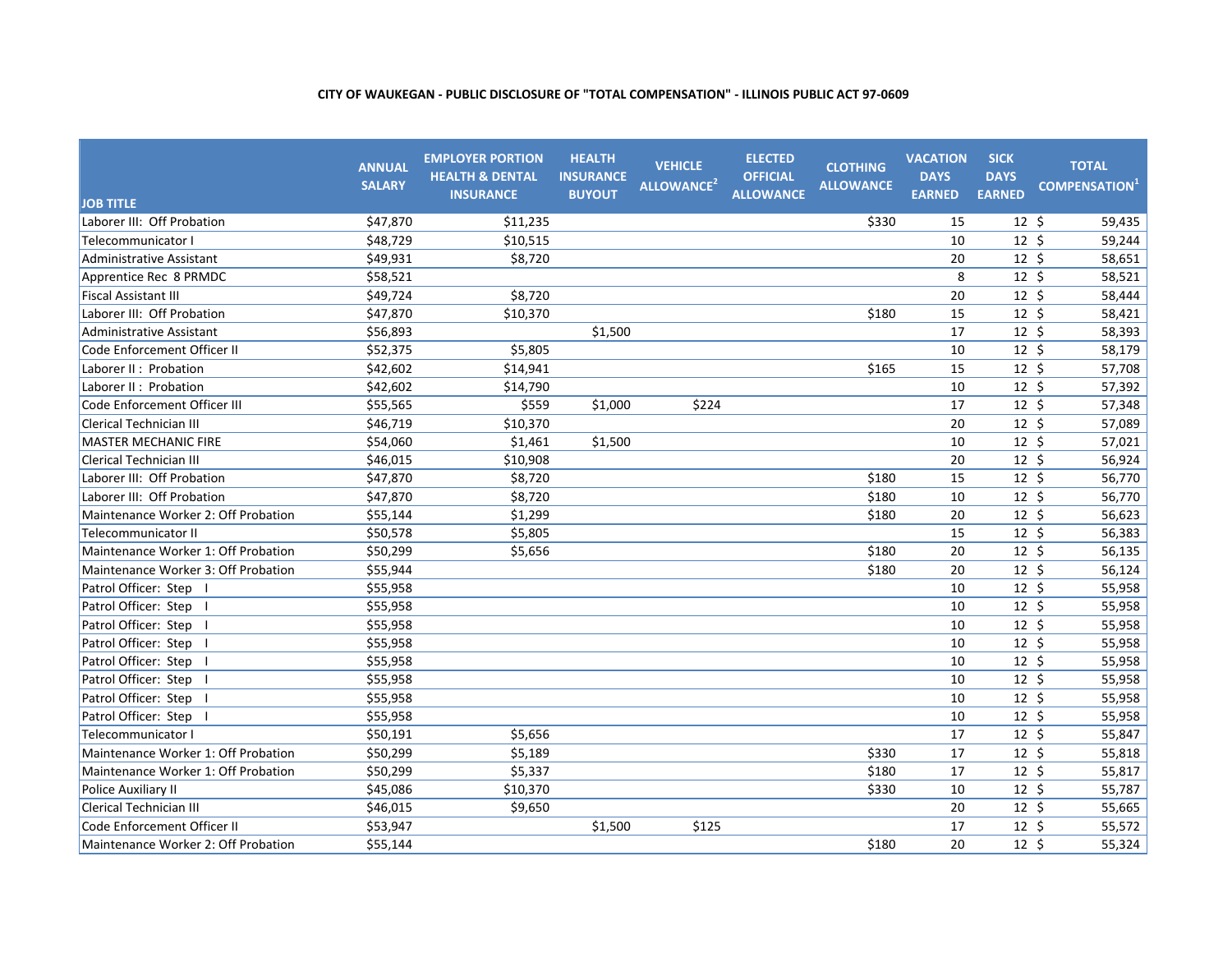**CITY OF WAUKEGAN - PUBLIC DISCLOSURE OF "TOTAL COMPENSATION" - ILLINOIS PUBLIC ACT 97-0609**

| JOB TITLE | ANNUAL SALARY | EMPLOYER PORTION HEALTH & DENTAL INSURANCE | HEALTH INSURANCE BUYOUT | VEHICLE ALLOWANCE[2] | ELECTED OFFICIAL ALLOWANCE | CLOTHING ALLOWANCE | VACATION DAYS EARNED | SICK DAYS EARNED | TOTAL COMPENSATION[1] |
|---|---|---|---|---|---|---|---|---|---|
| Laborer III: Off Probation | $47,870 | $11,235 | | | | $330 | 15 | 12 | $ 59,435 |
| Telecommunicator I | $48,729 | $10,515 | | | | | 10 | 12 | $ 59,244 |
| Administrative Assistant | $49,931 | $8,720 | | | | | 20 | 12 | $ 58,651 |
| Apprentice Rec 8 PRMDC | $58,521 | | | | | | 8 | 12 | $ 58,521 |
| Fiscal Assistant III | $49,724 | $8,720 | | | | | 20 | 12 | $ 58,444 |
| Laborer III: Off Probation | $47,870 | $10,370 | | | | $180 | 15 | 12 | $ 58,421 |
| Administrative Assistant | $56,893 | | $1,500 | | | | 17 | 12 | $ 58,393 |
| Code Enforcement Officer II | $52,375 | $5,805 | | | | | 10 | 12 | $ 58,179 |
| Laborer II : Probation | $42,602 | $14,941 | | | | $165 | 15 | 12 | $ 57,708 |
| Laborer II : Probation | $42,602 | $14,790 | | | | | 10 | 12 | $ 57,392 |
| Code Enforcement Officer III | $55,565 | $559 | $1,000 | $224 | | | 17 | 12 | $ 57,348 |
| Clerical Technician III | $46,719 | $10,370 | | | | | 20 | 12 | $ 57,089 |
| MASTER MECHANIC FIRE | $54,060 | $1,461 | $1,500 | | | | 10 | 12 | $ 57,021 |
| Clerical Technician III | $46,015 | $10,908 | | | | | 20 | 12 | $ 56,924 |
| Laborer III: Off Probation | $47,870 | $8,720 | | | | $180 | 15 | 12 | $ 56,770 |
| Laborer III: Off Probation | $47,870 | $8,720 | | | | $180 | 10 | 12 | $ 56,770 |
| Maintenance Worker 2: Off Probation | $55,144 | $1,299 | | | | $180 | 20 | 12 | $ 56,623 |
| Telecommunicator II | $50,578 | $5,805 | | | | | 15 | 12 | $ 56,383 |
| Maintenance Worker 1: Off Probation | $50,299 | $5,656 | | | | $180 | 20 | 12 | $ 56,135 |
| Maintenance Worker 3: Off Probation | $55,944 | | | | | $180 | 20 | 12 | $ 56,124 |
| Patrol Officer: Step I | $55,958 | | | | | | 10 | 12 | $ 55,958 |
| Patrol Officer: Step I | $55,958 | | | | | | 10 | 12 | $ 55,958 |
| Patrol Officer: Step I | $55,958 | | | | | | 10 | 12 | $ 55,958 |
| Patrol Officer: Step I | $55,958 | | | | | | 10 | 12 | $ 55,958 |
| Patrol Officer: Step I | $55,958 | | | | | | 10 | 12 | $ 55,958 |
| Patrol Officer: Step I | $55,958 | | | | | | 10 | 12 | $ 55,958 |
| Patrol Officer: Step I | $55,958 | | | | | | 10 | 12 | $ 55,958 |
| Patrol Officer: Step I | $55,958 | | | | | | 10 | 12 | $ 55,958 |
| Telecommunicator I | $50,191 | $5,656 | | | | | 17 | 12 | $ 55,847 |
| Maintenance Worker 1: Off Probation | $50,299 | $5,189 | | | | $330 | 17 | 12 | $ 55,818 |
| Maintenance Worker 1: Off Probation | $50,299 | $5,337 | | | | $180 | 17 | 12 | $ 55,817 |
| Police Auxiliary II | $45,086 | $10,370 | | | | $330 | 10 | 12 | $ 55,787 |
| Clerical Technician III | $46,015 | $9,650 | | | | | 20 | 12 | $ 55,665 |
| Code Enforcement Officer II | $53,947 | | $1,500 | $125 | | | 17 | 12 | $ 55,572 |
| Maintenance Worker 2: Off Probation | $55,144 | | | | | $180 | 20 | 12 | $ 55,324 |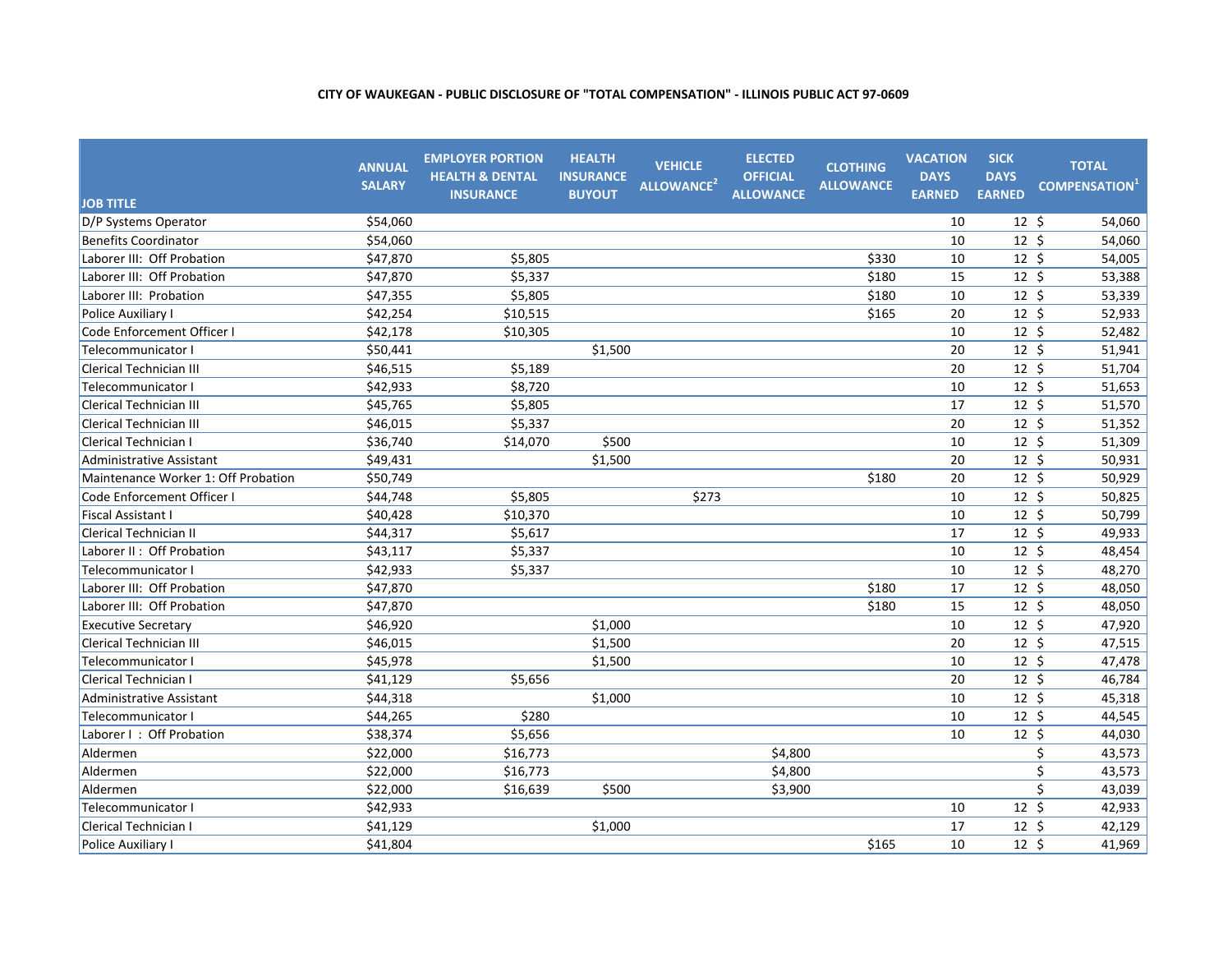**CITY OF WAUKEGAN - PUBLIC DISCLOSURE OF "TOTAL COMPENSATION" - ILLINOIS PUBLIC ACT 97-0609**

| JOB TITLE | ANNUAL SALARY | EMPLOYER PORTION HEALTH & DENTAL INSURANCE | HEALTH INSURANCE BUYOUT | VEHICLE ALLOWANCE[2] | ELECTED OFFICIAL ALLOWANCE | CLOTHING ALLOWANCE | VACATION DAYS EARNED | SICK DAYS EARNED | TOTAL COMPENSATION[1] |
|---|---|---|---|---|---|---|---|---|---|
| D/P Systems Operator | $54,060 | | | | | | 10 | 12 | $ 54,060 |
| Benefits Coordinator | $54,060 | | | | | | 10 | 12 | $ 54,060 |
| Laborer III: Off Probation | $47,870 | $5,805 | | | | $330 | 10 | 12 | $ 54,005 |
| Laborer III: Off Probation | $47,870 | $5,337 | | | | $180 | 15 | 12 | $ 53,388 |
| Laborer III: Probation | $47,355 | $5,805 | | | | $180 | 10 | 12 | $ 53,339 |
| Police Auxiliary I | $42,254 | $10,515 | | | | $165 | 20 | 12 | $ 52,933 |
| Code Enforcement Officer I | $42,178 | $10,305 | | | | | 10 | 12 | $ 52,482 |
| Telecommunicator I | $50,441 | | $1,500 | | | | 20 | 12 | $ 51,941 |
| Clerical Technician III | $46,515 | $5,189 | | | | | 20 | 12 | $ 51,704 |
| Telecommunicator I | $42,933 | $8,720 | | | | | 10 | 12 | $ 51,653 |
| Clerical Technician III | $45,765 | $5,805 | | | | | 17 | 12 | $ 51,570 |
| Clerical Technician III | $46,015 | $5,337 | | | | | 20 | 12 | $ 51,352 |
| Clerical Technician I | $36,740 | $14,070 | $500 | | | | 10 | 12 | $ 51,309 |
| Administrative Assistant | $49,431 | | $1,500 | | | | 20 | 12 | $ 50,931 |
| Maintenance Worker 1: Off Probation | $50,749 | | | | | $180 | 20 | 12 | $ 50,929 |
| Code Enforcement Officer I | $44,748 | $5,805 | | $273 | | | 10 | 12 | $ 50,825 |
| Fiscal Assistant I | $40,428 | $10,370 | | | | | 10 | 12 | $ 50,799 |
| Clerical Technician II | $44,317 | $5,617 | | | | | 17 | 12 | $ 49,933 |
| Laborer II : Off Probation | $43,117 | $5,337 | | | | | 10 | 12 | $ 48,454 |
| Telecommunicator I | $42,933 | $5,337 | | | | | 10 | 12 | $ 48,270 |
| Laborer III: Off Probation | $47,870 | | | | | $180 | 17 | 12 | $ 48,050 |
| Laborer III: Off Probation | $47,870 | | | | | $180 | 15 | 12 | $ 48,050 |
| Executive Secretary | $46,920 | | $1,000 | | | | 10 | 12 | $ 47,920 |
| Clerical Technician III | $46,015 | | $1,500 | | | | 20 | 12 | $ 47,515 |
| Telecommunicator I | $45,978 | | $1,500 | | | | 10 | 12 | $ 47,478 |
| Clerical Technician I | $41,129 | $5,656 | | | | | 20 | 12 | $ 46,784 |
| Administrative Assistant | $44,318 | | $1,000 | | | | 10 | 12 | $ 45,318 |
| Telecommunicator I | $44,265 | $280 | | | | | 10 | 12 | $ 44,545 |
| Laborer I : Off Probation | $38,374 | $5,656 | | | | | 10 | 12 | $ 44,030 |
| Aldermen | $22,000 | $16,773 | | | $4,800 | | | | $ 43,573 |
| Aldermen | $22,000 | $16,773 | | | $4,800 | | | | $ 43,573 |
| Aldermen | $22,000 | $16,639 | $500 | | $3,900 | | | | $ 43,039 |
| Telecommunicator I | $42,933 | | | | | | 10 | 12 | $ 42,933 |
| Clerical Technician I | $41,129 | | $1,000 | | | | 17 | 12 | $ 42,129 |
| Police Auxiliary I | $41,804 | | | | | $165 | 10 | 12 | $ 41,969 |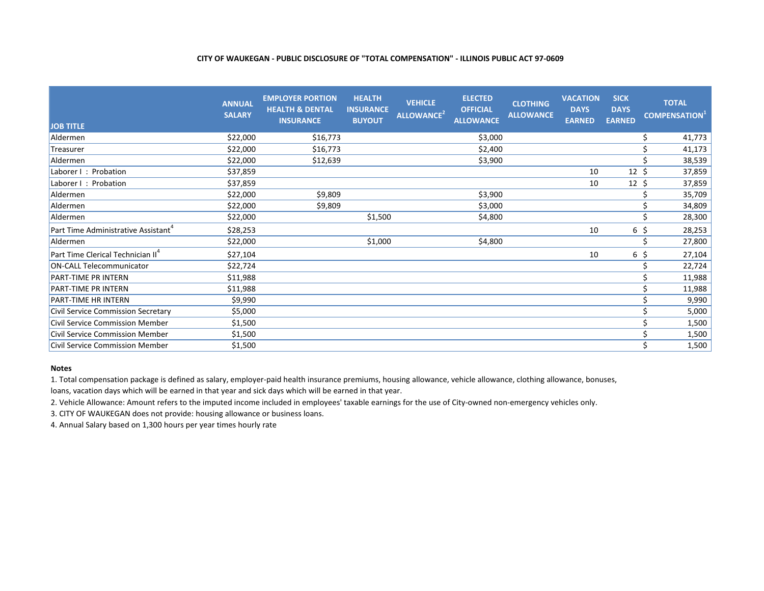**CITY OF WAUKEGAN - PUBLIC DISCLOSURE OF "TOTAL COMPENSATION" - ILLINOIS PUBLIC ACT 97-0609**

| JOB TITLE | ANNUAL SALARY | EMPLOYER PORTION HEALTH & DENTAL INSURANCE | HEALTH INSURANCE BUYOUT | VEHICLE ALLOWANCE[2] | ELECTED OFFICIAL ALLOWANCE | CLOTHING ALLOWANCE | VACATION DAYS EARNED | SICK DAYS EARNED | TOTAL COMPENSATION[1] |
|---|---|---|---|---|---|---|---|---|---|
| Aldermen | $22,000 | $16,773 | | | $3,000 | | | | $ 41,773 |
| Treasurer | $22,000 | $16,773 | | | $2,400 | | | | $ 41,173 |
| Aldermen | $22,000 | $12,639 | | | $3,900 | | | | $ 38,539 |
| Laborer I : Probation | $37,859 | | | | | | 10 | 12 | $ 37,859 |
| Laborer I : Probation | $37,859 | | | | | | 10 | 12 | $ 37,859 |
| Aldermen | $22,000 | $9,809 | | | $3,900 | | | | $ 35,709 |
| Aldermen | $22,000 | $9,809 | | | $3,000 | | | | $ 34,809 |
| Aldermen | $22,000 | | $1,500 | | $4,800 | | | | $ 28,300 |
| Part Time Administrative Assistant[4] | $28,253 | | | | | | 10 | 6 | $ 28,253 |
| Aldermen | $22,000 | | $1,000 | | $4,800 | | | | $ 27,800 |
| Part Time Clerical Technician II[4] | $27,104 | | | | | | 10 | 6 | $ 27,104 |
| ON-CALL Telecommunicator | $22,724 | | | | | | | | $ 22,724 |
| PART-TIME PR INTERN | $11,988 | | | | | | | | $ 11,988 |
| PART-TIME PR INTERN | $11,988 | | | | | | | | $ 11,988 |
| PART-TIME HR INTERN | $9,990 | | | | | | | | $ 9,990 |
| Civil Service Commission Secretary | $5,000 | | | | | | | | $ 5,000 |
| Civil Service Commission Member | $1,500 | | | | | | | | $ 1,500 |
| Civil Service Commission Member | $1,500 | | | | | | | | $ 1,500 |
| Civil Service Commission Member | $1,500 | | | | | | | | $ 1,500 |

**Notes**

1. Total compensation package is defined as salary, employer-paid health insurance premiums, housing allowance, vehicle allowance, clothing allowance, bonuses, loans, vacation days which will be earned in that year and sick days which will be earned in that year.
2. Vehicle Allowance: Amount refers to the imputed income included in employees' taxable earnings for the use of City-owned non-emergency vehicles only.
3. CITY OF WAUKEGAN does not provide: housing allowance or business loans.
4. Annual Salary based on 1,300 hours per year times hourly rate